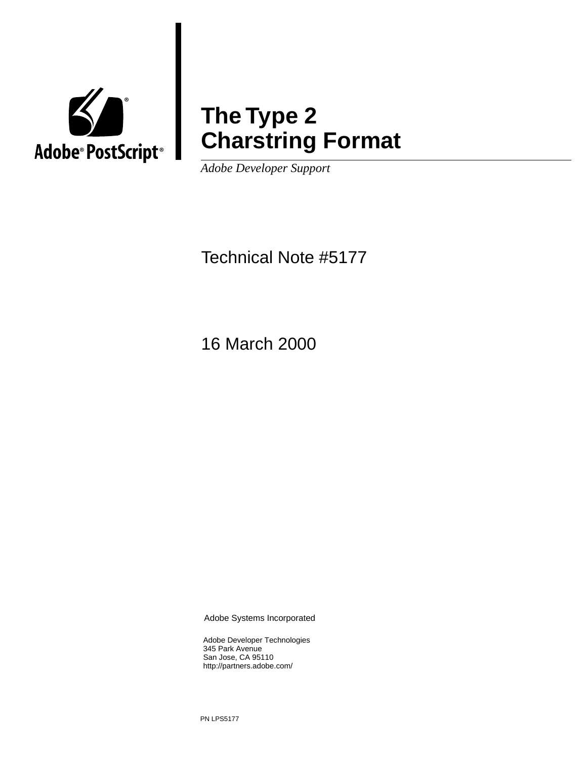Adobe® PostScript®

# The Type 2 Charstring Format

*Adobe Developer Support*

Technical Note #5177

16 March 2000

Adobe Systems Incorporated

Adobe Developer Technologies
345 Park Avenue
San Jose, CA 95110
http://partners.adobe.com/

PN LPS5177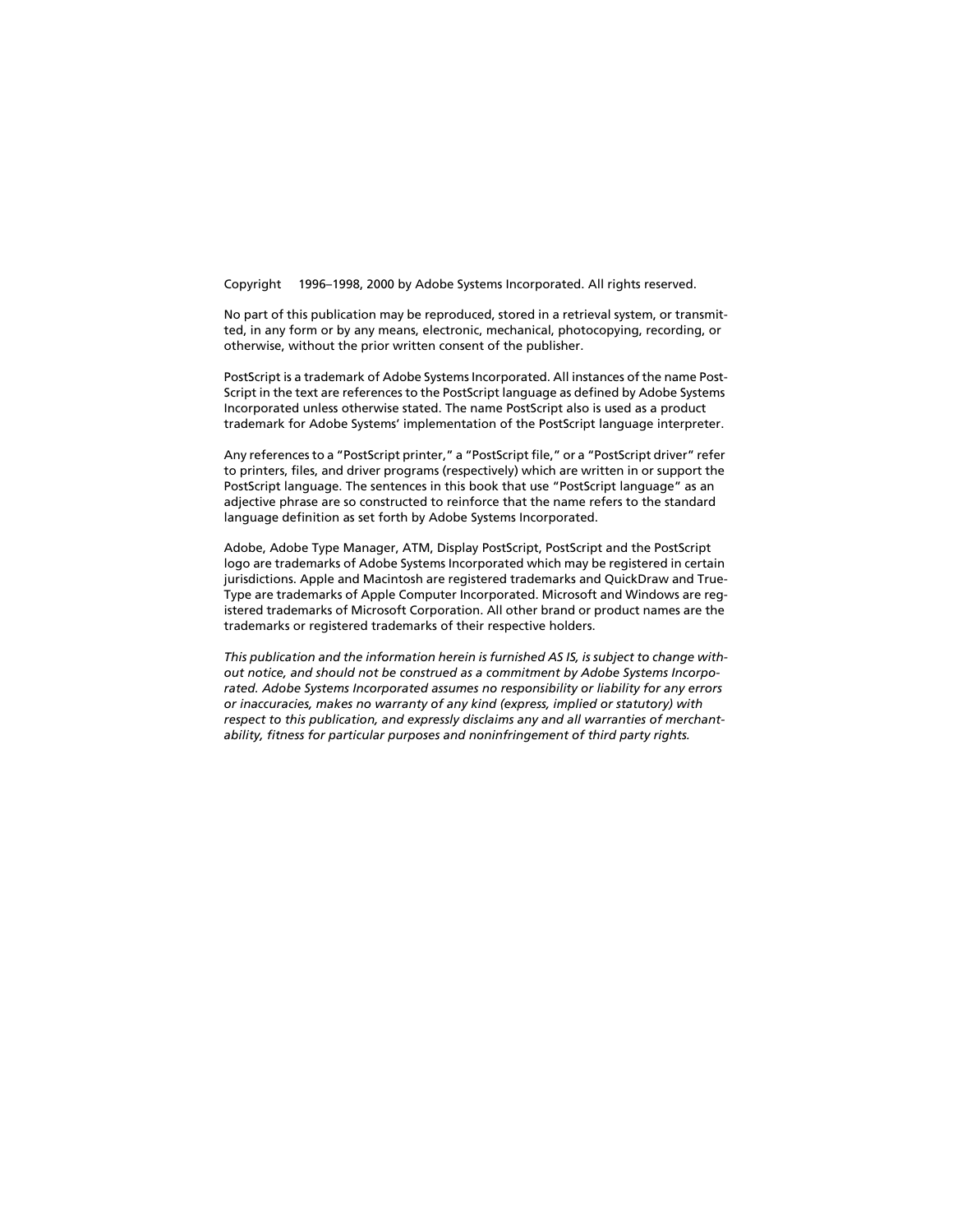Copyright 1996–1998, 2000 by Adobe Systems Incorporated. All rights reserved.

No part of this publication may be reproduced, stored in a retrieval system, or transmitted, in any form or by any means, electronic, mechanical, photocopying, recording, or otherwise, without the prior written consent of the publisher.

PostScript is a trademark of Adobe Systems Incorporated. All instances of the name PostScript in the text are references to the PostScript language as defined by Adobe Systems Incorporated unless otherwise stated. The name PostScript also is used as a product trademark for Adobe Systems' implementation of the PostScript language interpreter.

Any references to a "PostScript printer," a "PostScript file," or a "PostScript driver" refer to printers, files, and driver programs (respectively) which are written in or support the PostScript language. The sentences in this book that use "PostScript language" as an adjective phrase are so constructed to reinforce that the name refers to the standard language definition as set forth by Adobe Systems Incorporated.

Adobe, Adobe Type Manager, ATM, Display PostScript, PostScript and the PostScript logo are trademarks of Adobe Systems Incorporated which may be registered in certain jurisdictions. Apple and Macintosh are registered trademarks and QuickDraw and TrueType are trademarks of Apple Computer Incorporated. Microsoft and Windows are registered trademarks of Microsoft Corporation. All other brand or product names are the trademarks or registered trademarks of their respective holders.

*This publication and the information herein is furnished AS IS, is subject to change without notice, and should not be construed as a commitment by Adobe Systems Incorporated. Adobe Systems Incorporated assumes no responsibility or liability for any errors or inaccuracies, makes no warranty of any kind (express, implied or statutory) with respect to this publication, and expressly disclaims any and all warranties of merchantability, fitness for particular purposes and noninfringement of third party rights.*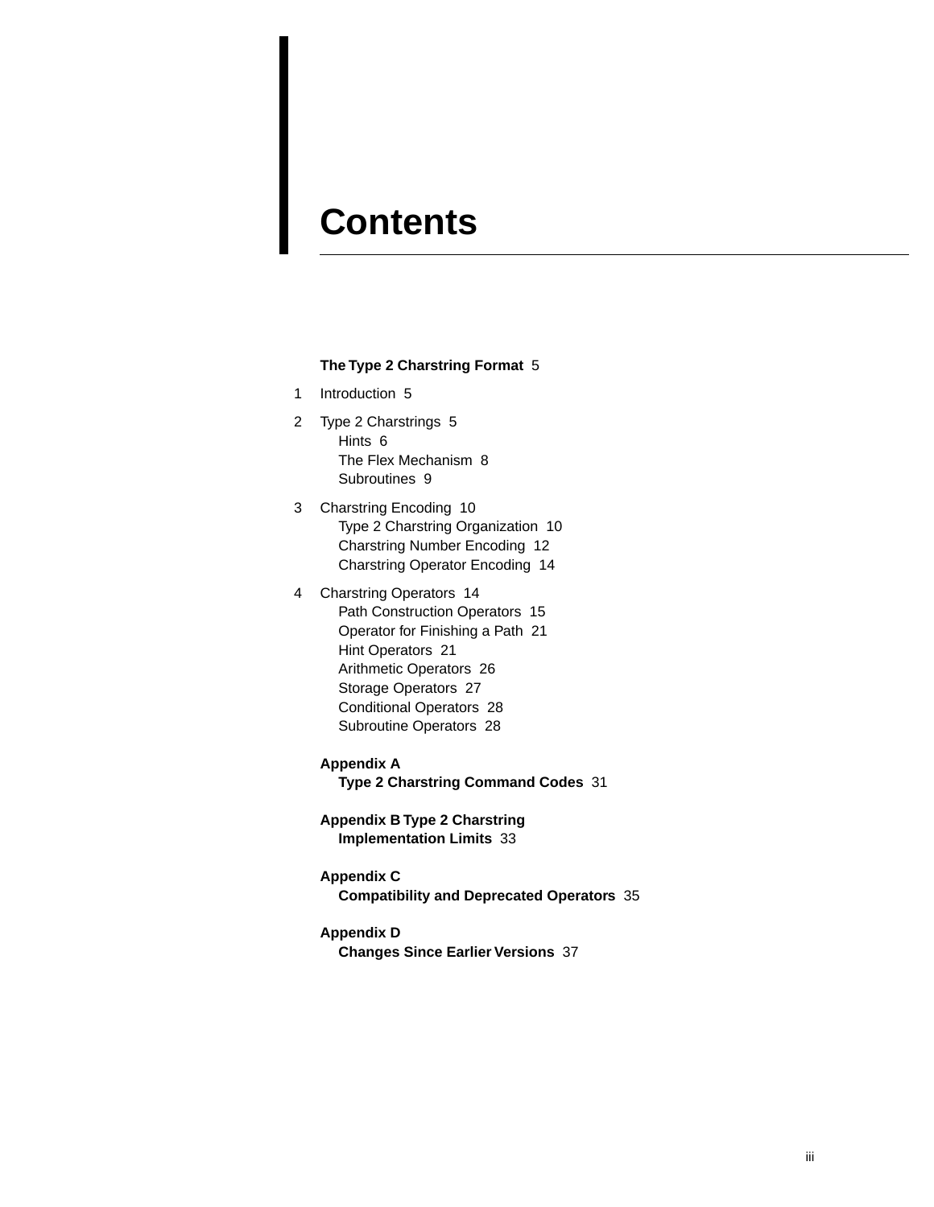# Contents

**The Type 2 Charstring Format** 5

1 Introduction 5

2 Type 2 Charstrings 5
- Hints 6
- The Flex Mechanism 8
- Subroutines 9

3 Charstring Encoding 10
- Type 2 Charstring Organization 10
- Charstring Number Encoding 12
- Charstring Operator Encoding 14

4 Charstring Operators 14
- Path Construction Operators 15
- Operator for Finishing a Path 21
- Hint Operators 21
- Arithmetic Operators 26
- Storage Operators 27
- Conditional Operators 28
- Subroutine Operators 28

**Appendix A**
**Type 2 Charstring Command Codes** 31

**Appendix B Type 2 Charstring**
**Implementation Limits** 33

**Appendix C**
**Compatibility and Deprecated Operators** 35

**Appendix D**
**Changes Since Earlier Versions** 37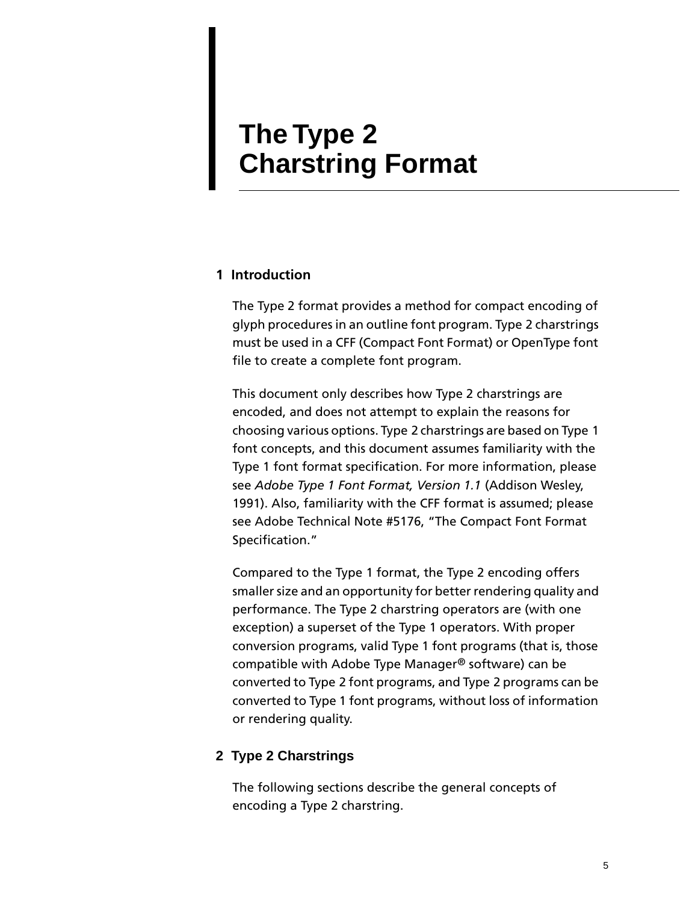# The Type 2 Charstring Format

## 1 Introduction

The Type 2 format provides a method for compact encoding of glyph procedures in an outline font program. Type 2 charstrings must be used in a CFF (Compact Font Format) or OpenType font file to create a complete font program.

This document only describes how Type 2 charstrings are encoded, and does not attempt to explain the reasons for choosing various options. Type 2 charstrings are based on Type 1 font concepts, and this document assumes familiarity with the Type 1 font format specification. For more information, please see *Adobe Type 1 Font Format, Version 1.1* (Addison Wesley, 1991). Also, familiarity with the CFF format is assumed; please see Adobe Technical Note #5176, "The Compact Font Format Specification."

Compared to the Type 1 format, the Type 2 encoding offers smaller size and an opportunity for better rendering quality and performance. The Type 2 charstring operators are (with one exception) a superset of the Type 1 operators. With proper conversion programs, valid Type 1 font programs (that is, those compatible with Adobe Type Manager® software) can be converted to Type 2 font programs, and Type 2 programs can be converted to Type 1 font programs, without loss of information or rendering quality.

## 2 Type 2 Charstrings

The following sections describe the general concepts of encoding a Type 2 charstring.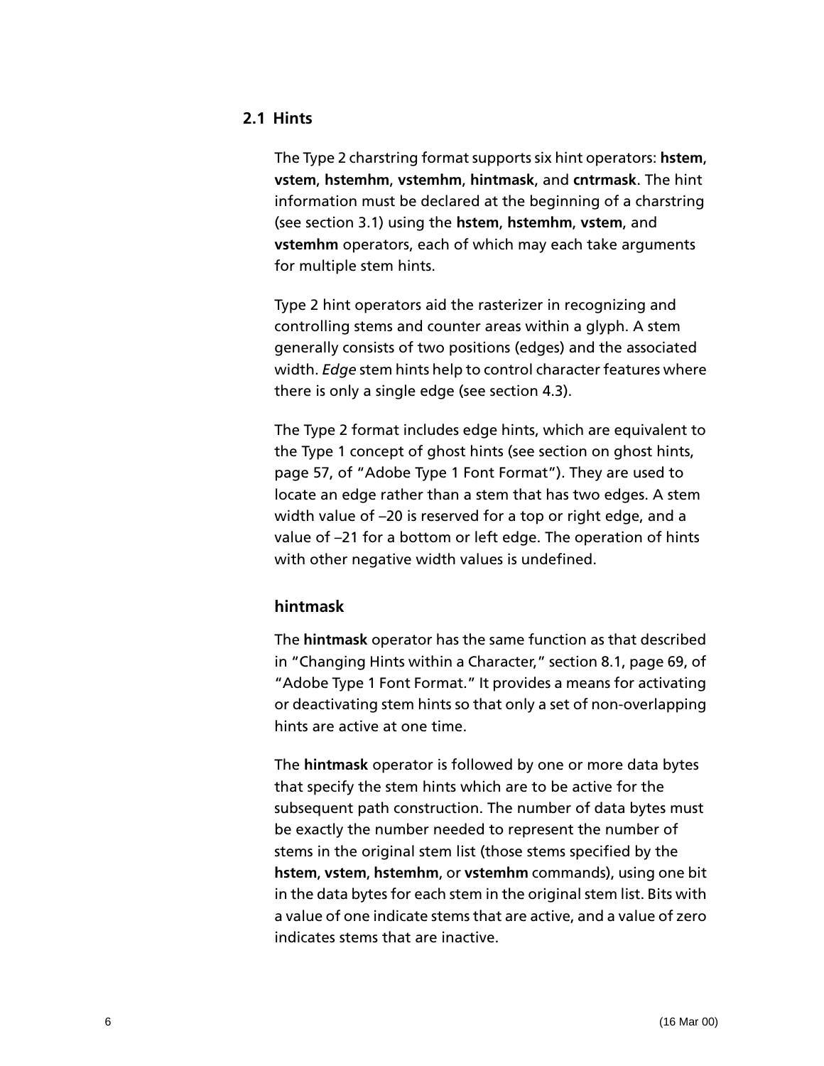## 2.1 Hints

The Type 2 charstring format supports six hint operators: **hstem**, **vstem**, **hstemhm**, **vstemhm**, **hintmask**, and **cntrmask**. The hint information must be declared at the beginning of a charstring (see section 3.1) using the **hstem**, **hstemhm**, **vstem**, and **vstemhm** operators, each of which may each take arguments for multiple stem hints.

Type 2 hint operators aid the rasterizer in recognizing and controlling stems and counter areas within a glyph. A stem generally consists of two positions (edges) and the associated width. *Edge* stem hints help to control character features where there is only a single edge (see section 4.3).

The Type 2 format includes edge hints, which are equivalent to the Type 1 concept of ghost hints (see section on ghost hints, page 57, of "Adobe Type 1 Font Format"). They are used to locate an edge rather than a stem that has two edges. A stem width value of –20 is reserved for a top or right edge, and a value of –21 for a bottom or left edge. The operation of hints with other negative width values is undefined.

### hintmask

The **hintmask** operator has the same function as that described in "Changing Hints within a Character," section 8.1, page 69, of "Adobe Type 1 Font Format." It provides a means for activating or deactivating stem hints so that only a set of non-overlapping hints are active at one time.

The **hintmask** operator is followed by one or more data bytes that specify the stem hints which are to be active for the subsequent path construction. The number of data bytes must be exactly the number needed to represent the number of stems in the original stem list (those stems specified by the **hstem**, **vstem**, **hstemhm**, or **vstemhm** commands), using one bit in the data bytes for each stem in the original stem list. Bits with a value of one indicate stems that are active, and a value of zero indicates stems that are inactive.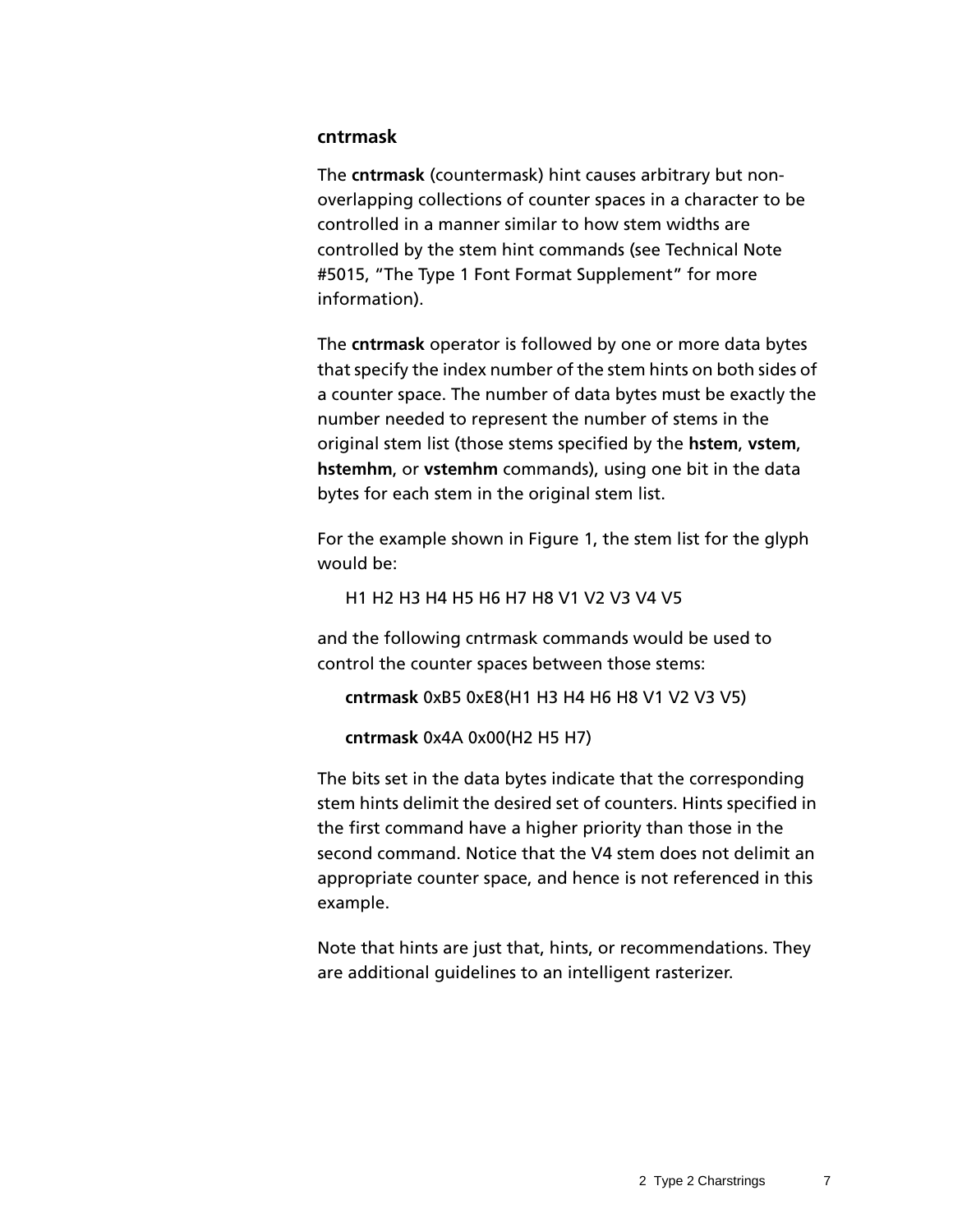### cntrmask

The **cntrmask** (countermask) hint causes arbitrary but non-overlapping collections of counter spaces in a character to be controlled in a manner similar to how stem widths are controlled by the stem hint commands (see Technical Note #5015, “The Type 1 Font Format Supplement” for more information).

The **cntrmask** operator is followed by one or more data bytes that specify the index number of the stem hints on both sides of a counter space. The number of data bytes must be exactly the number needed to represent the number of stems in the original stem list (those stems specified by the **hstem**, **vstem**, **hstemhm**, or **vstemhm** commands), using one bit in the data bytes for each stem in the original stem list.

For the example shown in Figure 1, the stem list for the glyph would be:

H1 H2 H3 H4 H5 H6 H7 H8 V1 V2 V3 V4 V5

and the following cntrmask commands would be used to control the counter spaces between those stems:

**cntrmask** 0xB5 0xE8(H1 H3 H4 H6 H8 V1 V2 V3 V5)

**cntrmask** 0x4A 0x00(H2 H5 H7)

The bits set in the data bytes indicate that the corresponding stem hints delimit the desired set of counters. Hints specified in the first command have a higher priority than those in the second command. Notice that the V4 stem does not delimit an appropriate counter space, and hence is not referenced in this example.

Note that hints are just that, hints, or recommendations. They are additional guidelines to an intelligent rasterizer.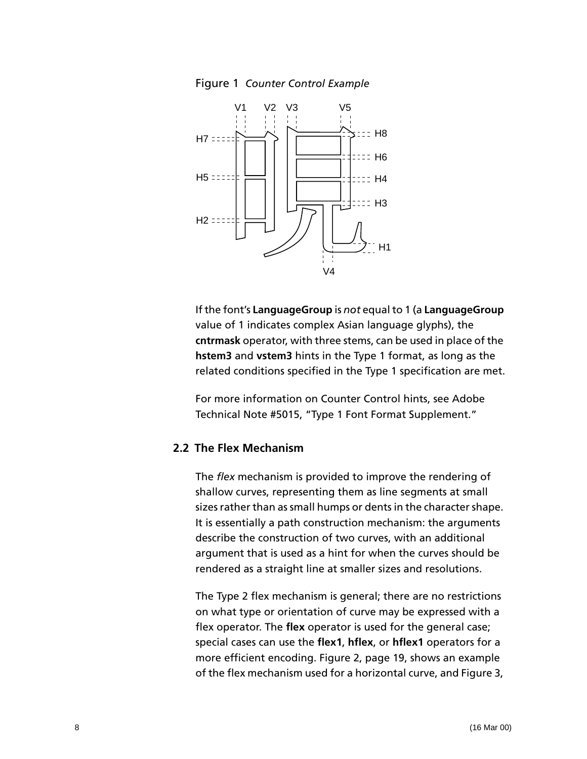Figure 1 *Counter Control Example*

If the font's **LanguageGroup** is *not* equal to 1 (a **LanguageGroup** value of 1 indicates complex Asian language glyphs), the **cntrmask** operator, with three stems, can be used in place of the **hstem3** and **vstem3** hints in the Type 1 format, as long as the related conditions specified in the Type 1 specification are met.

For more information on Counter Control hints, see Adobe Technical Note #5015, "Type 1 Font Format Supplement."

## 2.2 The Flex Mechanism

The *flex* mechanism is provided to improve the rendering of shallow curves, representing them as line segments at small sizes rather than as small humps or dents in the character shape. It is essentially a path construction mechanism: the arguments describe the construction of two curves, with an additional argument that is used as a hint for when the curves should be rendered as a straight line at smaller sizes and resolutions.

The Type 2 flex mechanism is general; there are no restrictions on what type or orientation of curve may be expressed with a flex operator. The **flex** operator is used for the general case; special cases can use the **flex1**, **hflex**, or **hflex1** operators for a more efficient encoding. Figure 2, page 19, shows an example of the flex mechanism used for a horizontal curve, and Figure 3,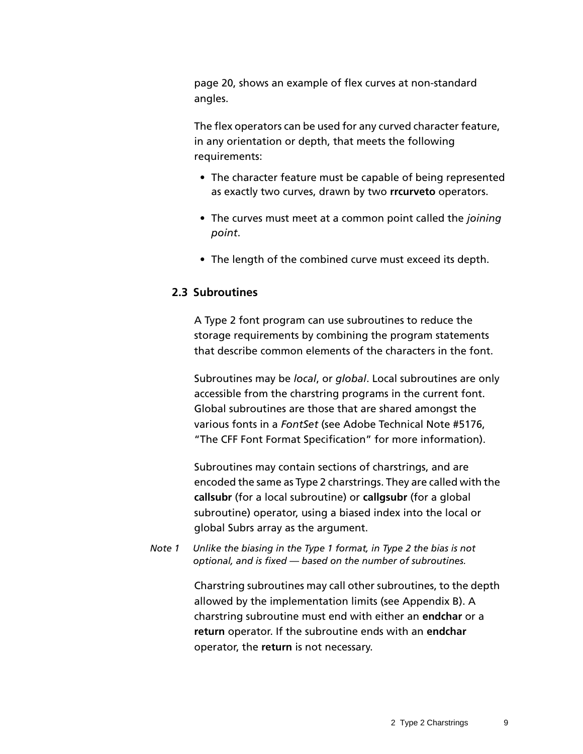page 20, shows an example of flex curves at non-standard angles.

The flex operators can be used for any curved character feature, in any orientation or depth, that meets the following requirements:

- The character feature must be capable of being represented as exactly two curves, drawn by two **rrcurveto** operators.
- The curves must meet at a common point called the *joining point*.
- The length of the combined curve must exceed its depth.

## 2.3 Subroutines

A Type 2 font program can use subroutines to reduce the storage requirements by combining the program statements that describe common elements of the characters in the font.

Subroutines may be *local*, or *global*. Local subroutines are only accessible from the charstring programs in the current font. Global subroutines are those that are shared amongst the various fonts in a *FontSet* (see Adobe Technical Note #5176, "The CFF Font Format Specification" for more information).

Subroutines may contain sections of charstrings, and are encoded the same as Type 2 charstrings. They are called with the **callsubr** (for a local subroutine) or **callgsubr** (for a global subroutine) operator, using a biased index into the local or global Subrs array as the argument.

*Note 1 Unlike the biasing in the Type 1 format, in Type 2 the bias is not optional, and is fixed — based on the number of subroutines.*

Charstring subroutines may call other subroutines, to the depth allowed by the implementation limits (see Appendix B). A charstring subroutine must end with either an **endchar** or a **return** operator. If the subroutine ends with an **endchar** operator, the **return** is not necessary.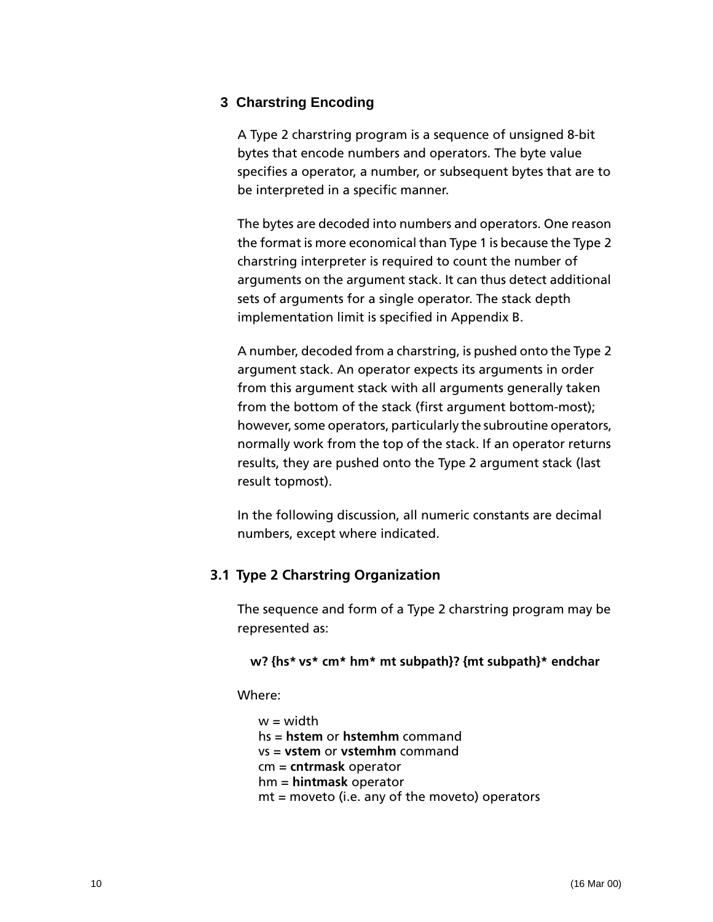## 3 Charstring Encoding

A Type 2 charstring program is a sequence of unsigned 8-bit bytes that encode numbers and operators. The byte value specifies a operator, a number, or subsequent bytes that are to be interpreted in a specific manner.

The bytes are decoded into numbers and operators. One reason the format is more economical than Type 1 is because the Type 2 charstring interpreter is required to count the number of arguments on the argument stack. It can thus detect additional sets of arguments for a single operator. The stack depth implementation limit is specified in Appendix B.

A number, decoded from a charstring, is pushed onto the Type 2 argument stack. An operator expects its arguments in order from this argument stack with all arguments generally taken from the bottom of the stack (first argument bottom-most); however, some operators, particularly the subroutine operators, normally work from the top of the stack. If an operator returns results, they are pushed onto the Type 2 argument stack (last result topmost).

In the following discussion, all numeric constants are decimal numbers, except where indicated.

### 3.1 Type 2 Charstring Organization

The sequence and form of a Type 2 charstring program may be represented as:

**w? {hs* vs* cm* hm* mt subpath}? {mt subpath}* endchar**

Where:

w = width
hs = **hstem** or **hstemhm** command
vs = **vstem** or **vstemhm** command
cm = **cntrmask** operator
hm = **hintmask** operator
mt = moveto (i.e. any of the moveto) operators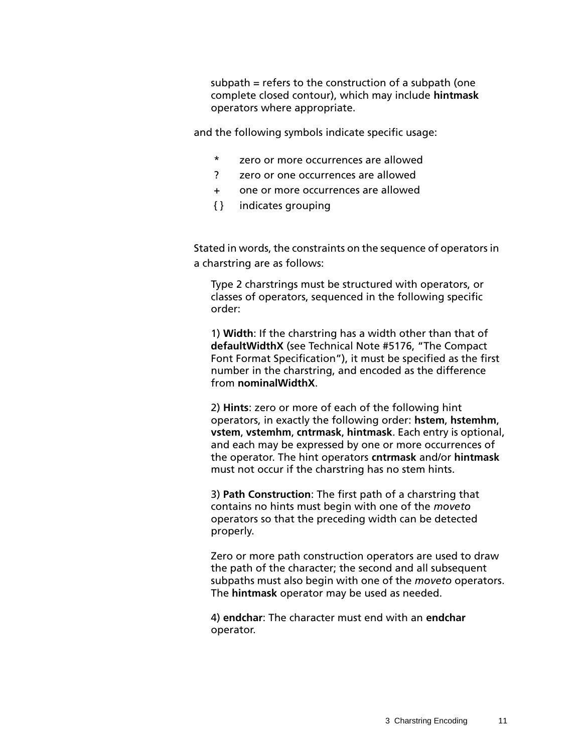subpath = refers to the construction of a subpath (one complete closed contour), which may include **hintmask** operators where appropriate.

and the following symbols indicate specific usage:

- `*` zero or more occurrences are allowed
- `?` zero or one occurrences are allowed
- `+` one or more occurrences are allowed
- `{ }` indicates grouping

Stated in words, the constraints on the sequence of operators in a charstring are as follows:

Type 2 charstrings must be structured with operators, or classes of operators, sequenced in the following specific order:

1) **Width**: If the charstring has a width other than that of **defaultWidthX** (see Technical Note #5176, "The Compact Font Format Specification"), it must be specified as the first number in the charstring, and encoded as the difference from **nominalWidthX**.

2) **Hints**: zero or more of each of the following hint operators, in exactly the following order: **hstem**, **hstemhm**, **vstem**, **vstemhm**, **cntrmask**, **hintmask**. Each entry is optional, and each may be expressed by one or more occurrences of the operator. The hint operators **cntrmask** and/or **hintmask** must not occur if the charstring has no stem hints.

3) **Path Construction**: The first path of a charstring that contains no hints must begin with one of the *moveto* operators so that the preceding width can be detected properly.

Zero or more path construction operators are used to draw the path of the character; the second and all subsequent subpaths must also begin with one of the *moveto* operators. The **hintmask** operator may be used as needed.

4) **endchar**: The character must end with an **endchar** operator.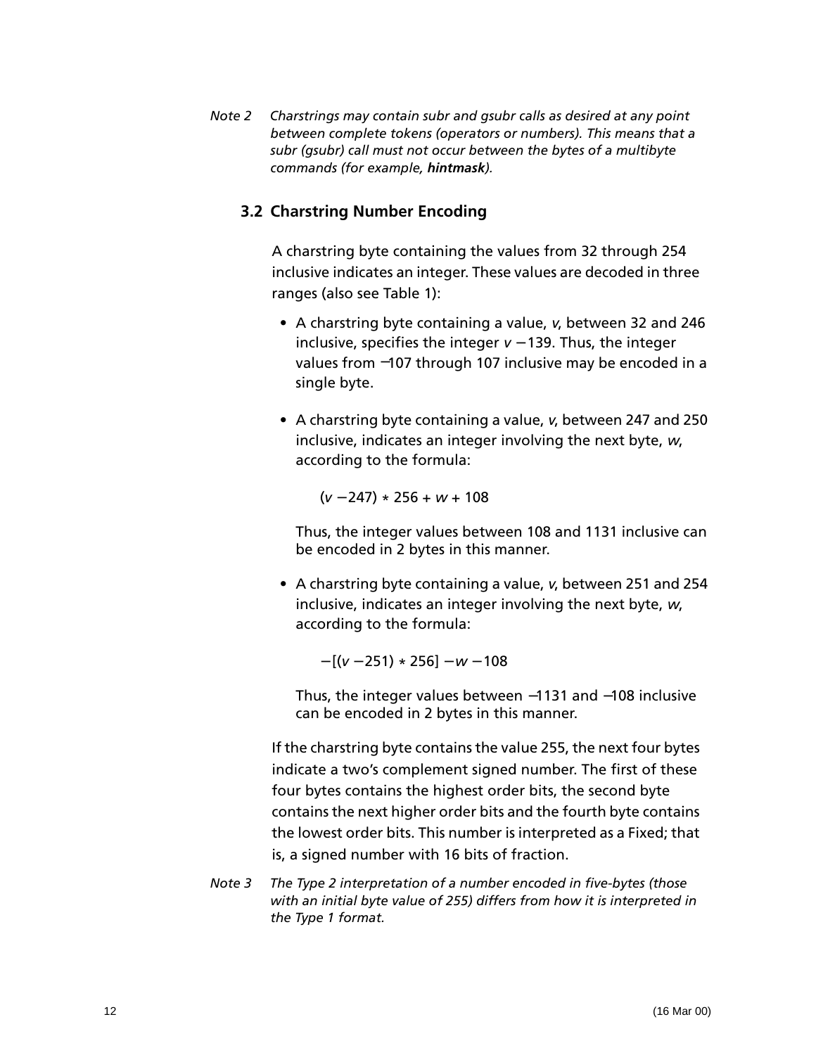*Note 2* *Charstrings may contain subr and gsubr calls as desired at any point between complete tokens (operators or numbers). This means that a subr (gsubr) call must not occur between the bytes of a multibyte commands (for example,* ***hintmask****).*

## 3.2 Charstring Number Encoding

A charstring byte containing the values from 32 through 254 inclusive indicates an integer. These values are decoded in three ranges (also see Table 1):

- A charstring byte containing a value, $v$, between 32 and 246 inclusive, specifies the integer $v - 139$. Thus, the integer values from −107 through 107 inclusive may be encoded in a single byte.

- A charstring byte containing a value, $v$, between 247 and 250 inclusive, indicates an integer involving the next byte, $w$, according to the formula:

  $$(v - 247) * 256 + w + 108$$

  Thus, the integer values between 108 and 1131 inclusive can be encoded in 2 bytes in this manner.

- A charstring byte containing a value, $v$, between 251 and 254 inclusive, indicates an integer involving the next byte, $w$, according to the formula:

  $$-[(v - 251) * 256] - w - 108$$

  Thus, the integer values between −1131 and −108 inclusive can be encoded in 2 bytes in this manner.

If the charstring byte contains the value 255, the next four bytes indicate a two's complement signed number. The first of these four bytes contains the highest order bits, the second byte contains the next higher order bits and the fourth byte contains the lowest order bits. This number is interpreted as a Fixed; that is, a signed number with 16 bits of fraction.

*Note 3* *The Type 2 interpretation of a number encoded in five-bytes (those with an initial byte value of 255) differs from how it is interpreted in the Type 1 format.*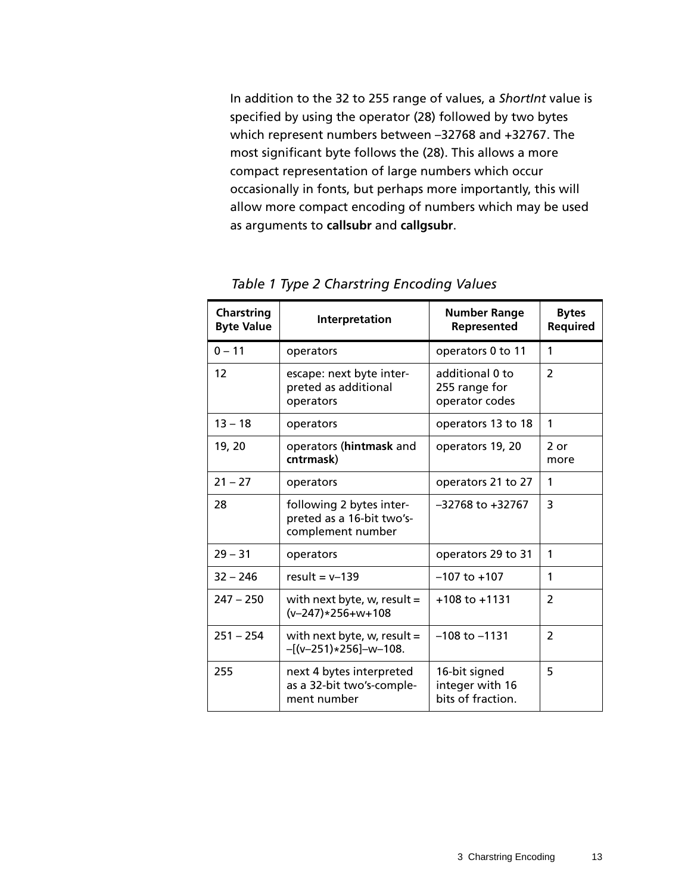In addition to the 32 to 255 range of values, a *ShortInt* value is specified by using the operator (28) followed by two bytes which represent numbers between –32768 and +32767. The most significant byte follows the (28). This allows a more compact representation of large numbers which occur occasionally in fonts, but perhaps more importantly, this will allow more compact encoding of numbers which may be used as arguments to **callsubr** and **callgsubr**.

*Table 1 Type 2 Charstring Encoding Values*

| Charstring Byte Value | Interpretation | Number Range Represented | Bytes Required |
|---|---|---|---|
| 0 – 11 | operators | operators 0 to 11 | 1 |
| 12 | escape: next byte interpreted as additional operators | additional 0 to 255 range for operator codes | 2 |
| 13 – 18 | operators | operators 13 to 18 | 1 |
| 19, 20 | operators (**hintmask** and **cntrmask**) | operators 19, 20 | 2 or more |
| 21 – 27 | operators | operators 21 to 27 | 1 |
| 28 | following 2 bytes interpreted as a 16-bit two's-complement number | –32768 to +32767 | 3 |
| 29 – 31 | operators | operators 29 to 31 | 1 |
| 32 – 246 | result = v–139 | –107 to +107 | 1 |
| 247 – 250 | with next byte, w, result = (v–247)∗256+w+108 | +108 to +1131 | 2 |
| 251 – 254 | with next byte, w, result = –[(v–251)∗256]–w–108. | –108 to –1131 | 2 |
| 255 | next 4 bytes interpreted as a 32-bit two's-complement number | 16-bit signed integer with 16 bits of fraction. | 5 |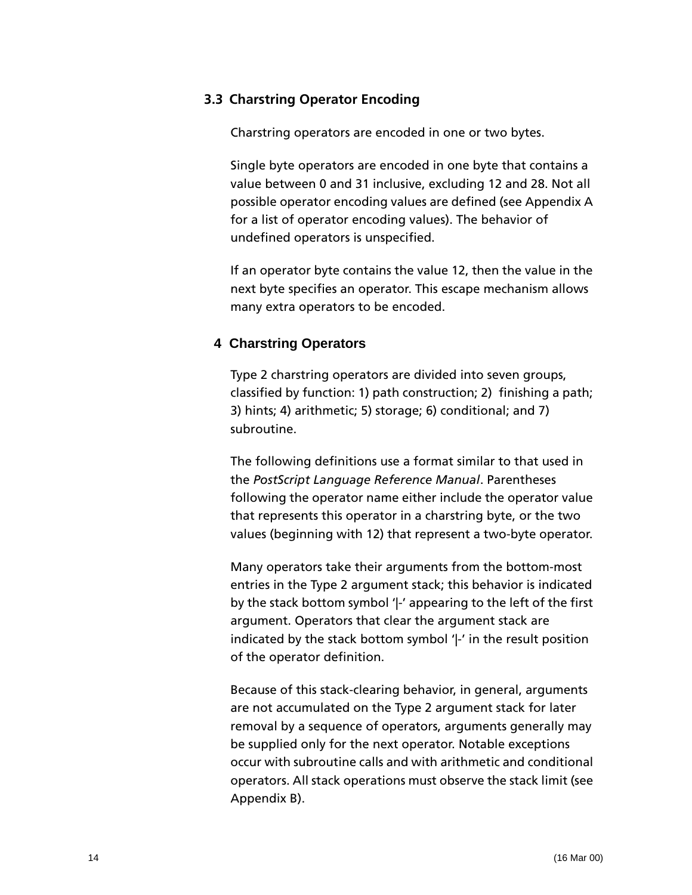### 3.3 Charstring Operator Encoding

Charstring operators are encoded in one or two bytes.

Single byte operators are encoded in one byte that contains a value between 0 and 31 inclusive, excluding 12 and 28. Not all possible operator encoding values are defined (see Appendix A for a list of operator encoding values). The behavior of undefined operators is unspecified.

If an operator byte contains the value 12, then the value in the next byte specifies an operator. This escape mechanism allows many extra operators to be encoded.

## 4 Charstring Operators

Type 2 charstring operators are divided into seven groups, classified by function: 1) path construction; 2) finishing a path; 3) hints; 4) arithmetic; 5) storage; 6) conditional; and 7) subroutine.

The following definitions use a format similar to that used in the *PostScript Language Reference Manual*. Parentheses following the operator name either include the operator value that represents this operator in a charstring byte, or the two values (beginning with 12) that represent a two-byte operator.

Many operators take their arguments from the bottom-most entries in the Type 2 argument stack; this behavior is indicated by the stack bottom symbol '|-' appearing to the left of the first argument. Operators that clear the argument stack are indicated by the stack bottom symbol '|-' in the result position of the operator definition.

Because of this stack-clearing behavior, in general, arguments are not accumulated on the Type 2 argument stack for later removal by a sequence of operators, arguments generally may be supplied only for the next operator. Notable exceptions occur with subroutine calls and with arithmetic and conditional operators. All stack operations must observe the stack limit (see Appendix B).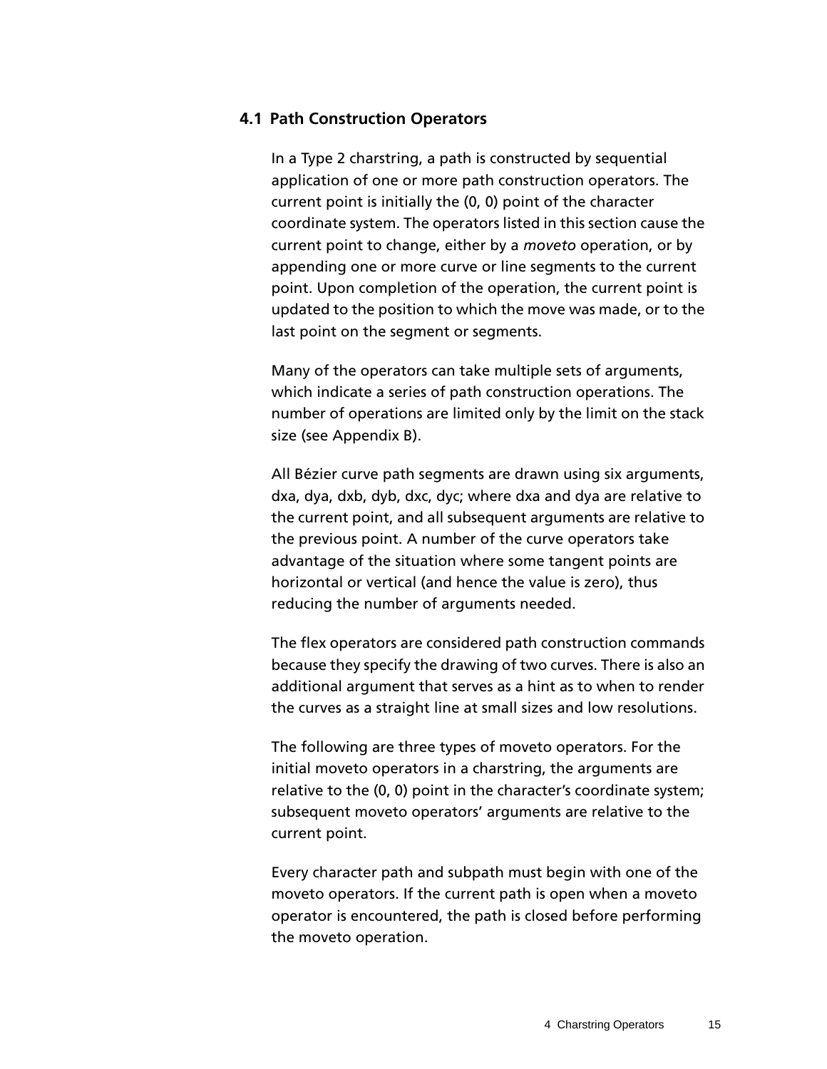## 4.1 Path Construction Operators

In a Type 2 charstring, a path is constructed by sequential application of one or more path construction operators. The current point is initially the (0, 0) point of the character coordinate system. The operators listed in this section cause the current point to change, either by a *moveto* operation, or by appending one or more curve or line segments to the current point. Upon completion of the operation, the current point is updated to the position to which the move was made, or to the last point on the segment or segments.

Many of the operators can take multiple sets of arguments, which indicate a series of path construction operations. The number of operations are limited only by the limit on the stack size (see Appendix B).

All Bézier curve path segments are drawn using six arguments, dxa, dya, dxb, dyb, dxc, dyc; where dxa and dya are relative to the current point, and all subsequent arguments are relative to the previous point. A number of the curve operators take advantage of the situation where some tangent points are horizontal or vertical (and hence the value is zero), thus reducing the number of arguments needed.

The flex operators are considered path construction commands because they specify the drawing of two curves. There is also an additional argument that serves as a hint as to when to render the curves as a straight line at small sizes and low resolutions.

The following are three types of moveto operators. For the initial moveto operators in a charstring, the arguments are relative to the (0, 0) point in the character's coordinate system; subsequent moveto operators' arguments are relative to the current point.

Every character path and subpath must begin with one of the moveto operators. If the current path is open when a moveto operator is encountered, the path is closed before performing the moveto operation.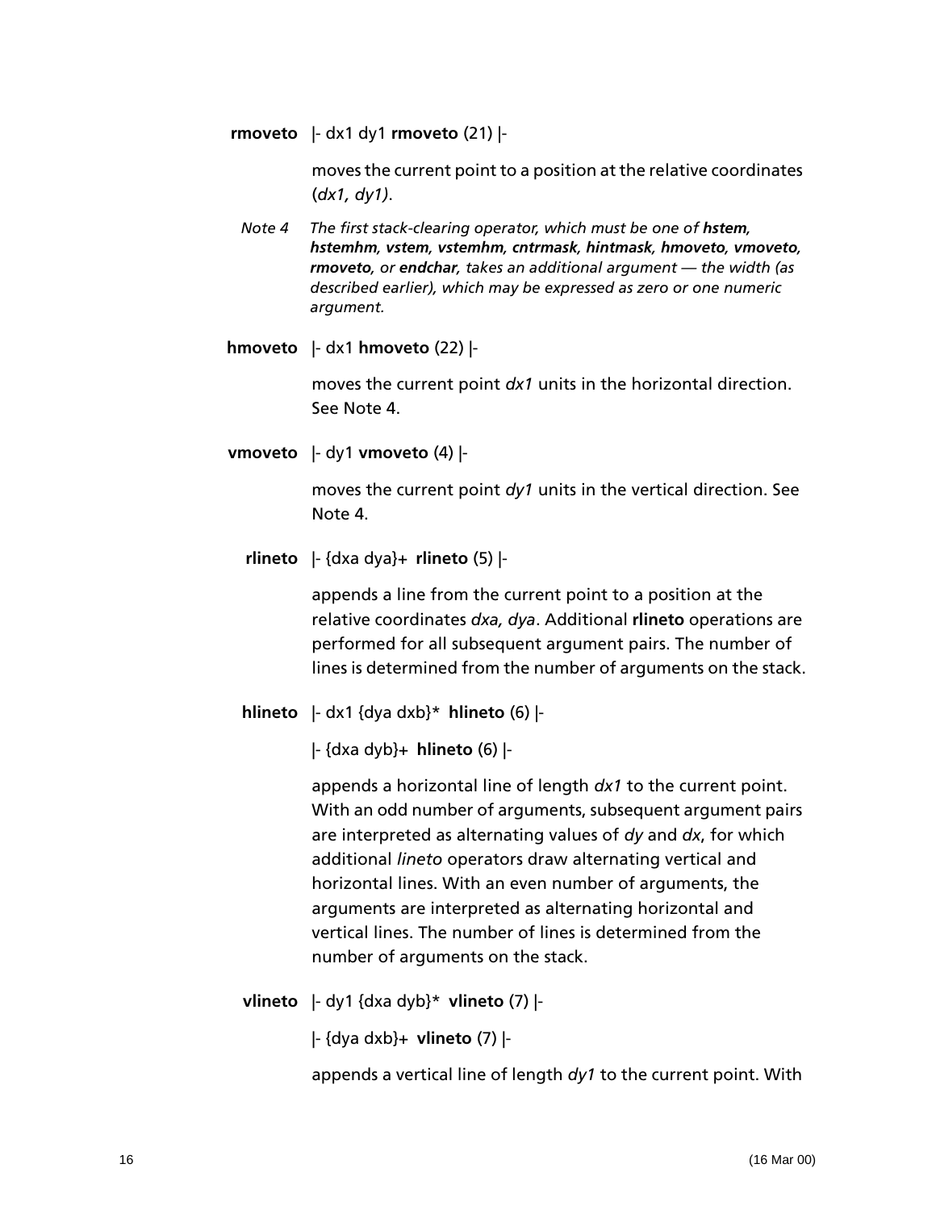**rmoveto** |- dx1 dy1 **rmoveto** (21) |-

moves the current point to a position at the relative coordinates (*dx1, dy1)*.

*Note 4* *The first stack-clearing operator, which must be one of **hstem, hstemhm, vstem, vstemhm, cntrmask, hintmask, hmoveto, vmoveto, rmoveto,** or **endchar,** takes an additional argument — the width (as described earlier), which may be expressed as zero or one numeric argument.*

**hmoveto** |- dx1 **hmoveto** (22) |-

moves the current point *dx1* units in the horizontal direction. See Note 4.

**vmoveto** |- dy1 **vmoveto** (4) |-

moves the current point *dy1* units in the vertical direction. See Note 4.

**rlineto** |- {dxa dya}+ **rlineto** (5) |-

appends a line from the current point to a position at the relative coordinates *dxa, dya*. Additional **rlineto** operations are performed for all subsequent argument pairs. The number of lines is determined from the number of arguments on the stack.

**hlineto** |- dx1 {dya dxb}* **hlineto** (6) |-

|- {dxa dyb}+ **hlineto** (6) |-

appends a horizontal line of length *dx1* to the current point. With an odd number of arguments, subsequent argument pairs are interpreted as alternating values of *dy* and *dx*, for which additional *lineto* operators draw alternating vertical and horizontal lines. With an even number of arguments, the arguments are interpreted as alternating horizontal and vertical lines. The number of lines is determined from the number of arguments on the stack.

**vlineto** |- dy1 {dxa dyb}* **vlineto** (7) |-

|- {dya dxb}+ **vlineto** (7) |-

appends a vertical line of length *dy1* to the current point. With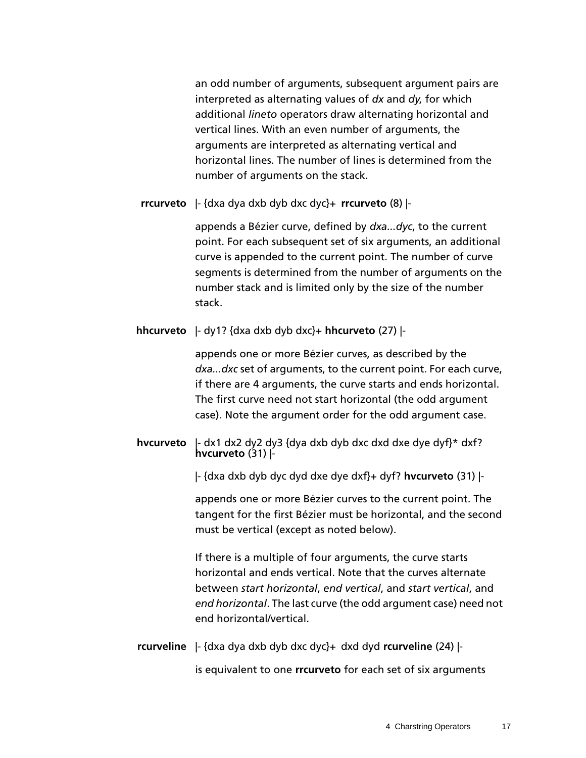an odd number of arguments, subsequent argument pairs are interpreted as alternating values of *dx* and *dy*, for which additional *lineto* operators draw alternating horizontal and vertical lines. With an even number of arguments, the arguments are interpreted as alternating vertical and horizontal lines. The number of lines is determined from the number of arguments on the stack.

**rrcurveto** |- {dxa dya dxb dyb dxc dyc}+ **rrcurveto** (8) |-

appends a Bézier curve, defined by *dxa...dyc*, to the current point. For each subsequent set of six arguments, an additional curve is appended to the current point. The number of curve segments is determined from the number of arguments on the number stack and is limited only by the size of the number stack.

**hhcurveto** |- dy1? {dxa dxb dyb dxc}+ **hhcurveto** (27) |-

appends one or more Bézier curves, as described by the *dxa...dxc* set of arguments, to the current point. For each curve, if there are 4 arguments, the curve starts and ends horizontal. The first curve need not start horizontal (the odd argument case). Note the argument order for the odd argument case.

**hvcurveto** |- dx1 dx2 dy2 dy3 {dya dxb dyb dxc dxd dxe dye dyf}* dxf? **hvcurveto** (31) |-

|- {dxa dxb dyb dyc dyd dxe dye dxf}+ dyf? **hvcurveto** (31) |-

appends one or more Bézier curves to the current point. The tangent for the first Bézier must be horizontal, and the second must be vertical (except as noted below).

If there is a multiple of four arguments, the curve starts horizontal and ends vertical. Note that the curves alternate between *start horizontal*, *end vertical*, and *start vertical*, and *end horizontal*. The last curve (the odd argument case) need not end horizontal/vertical.

**rcurveline** |- {dxa dya dxb dyb dxc dyc}+ dxd dyd **rcurveline** (24) |-

is equivalent to one **rrcurveto** for each set of six arguments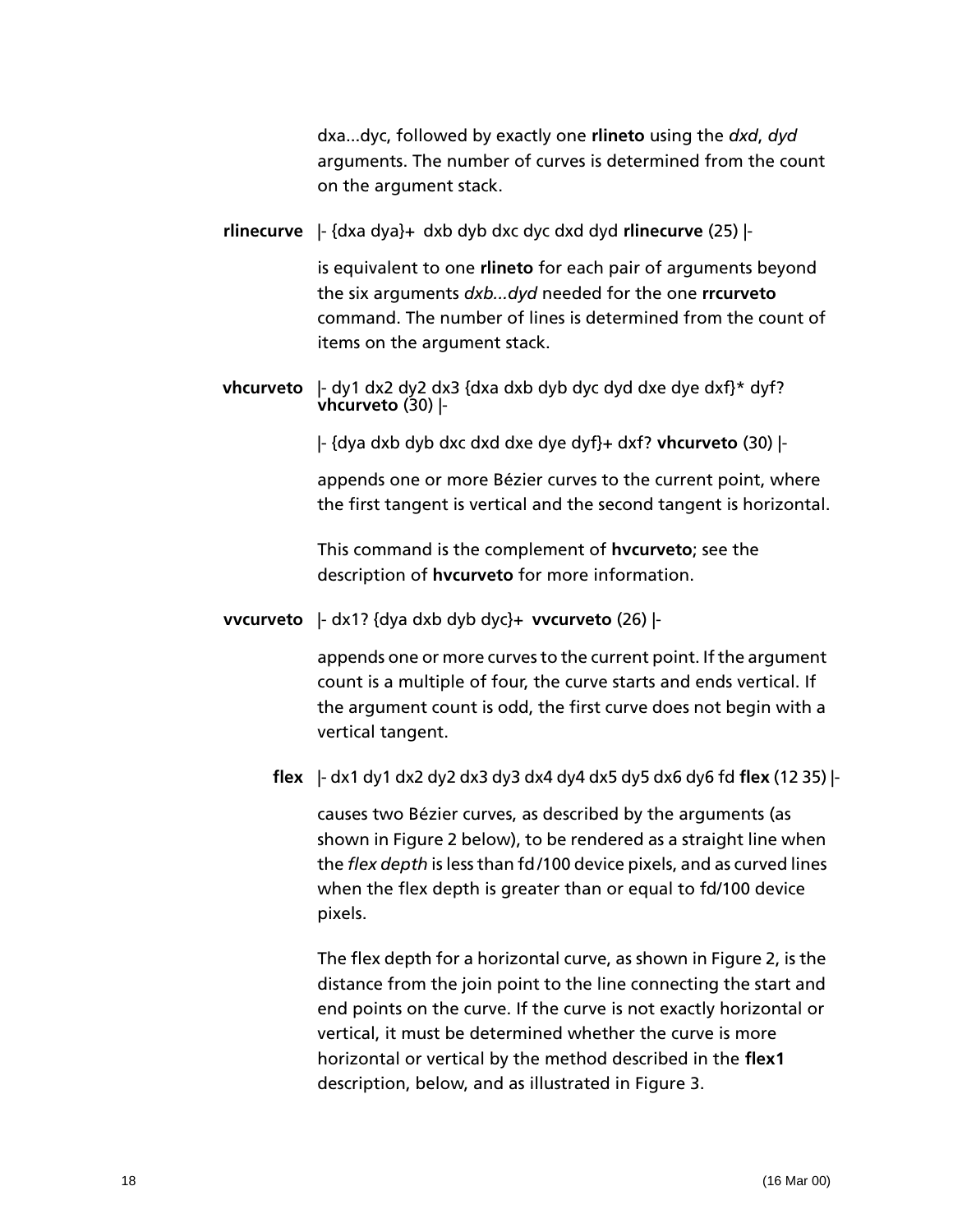dxa...dyc, followed by exactly one **rlineto** using the *dxd*, *dyd* arguments. The number of curves is determined from the count on the argument stack.

**rlinecurve** |- {dxa dya}+ dxb dyb dxc dyc dxd dyd **rlinecurve** (25) |-

is equivalent to one **rlineto** for each pair of arguments beyond the six arguments *dxb...dyd* needed for the one **rrcurveto** command. The number of lines is determined from the count of items on the argument stack.

**vhcurveto** |- dy1 dx2 dy2 dx3 {dxa dxb dyb dyc dyd dxe dye dxf}* dyf? **vhcurveto** (30) |-

|- {dya dxb dyb dxc dxd dxe dye dyf}+ dxf? **vhcurveto** (30) |-

appends one or more Bézier curves to the current point, where the first tangent is vertical and the second tangent is horizontal.

This command is the complement of **hvcurveto**; see the description of **hvcurveto** for more information.

**vvcurveto** |- dx1? {dya dxb dyb dyc}+ **vvcurveto** (26) |-

appends one or more curves to the current point. If the argument count is a multiple of four, the curve starts and ends vertical. If the argument count is odd, the first curve does not begin with a vertical tangent.

**flex** |- dx1 dy1 dx2 dy2 dx3 dy3 dx4 dy4 dx5 dy5 dx6 dy6 fd **flex** (12 35) |-

causes two Bézier curves, as described by the arguments (as shown in Figure 2 below), to be rendered as a straight line when the *flex depth* is less than fd/100 device pixels, and as curved lines when the flex depth is greater than or equal to fd/100 device pixels.

The flex depth for a horizontal curve, as shown in Figure 2, is the distance from the join point to the line connecting the start and end points on the curve. If the curve is not exactly horizontal or vertical, it must be determined whether the curve is more horizontal or vertical by the method described in the **flex1** description, below, and as illustrated in Figure 3.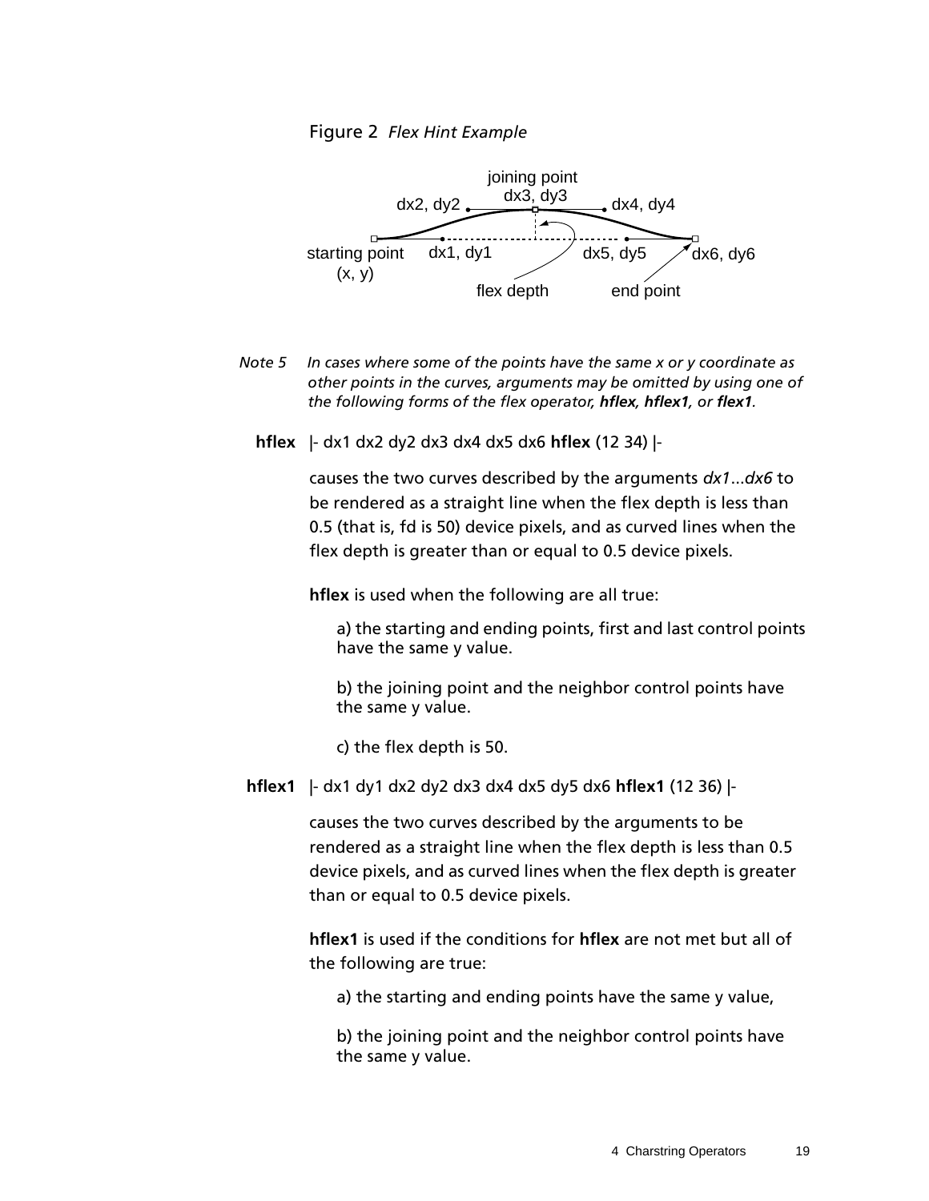Figure 2 *Flex Hint Example*

*Note 5* *In cases where some of the points have the same x or y coordinate as other points in the curves, arguments may be omitted by using one of the following forms of the flex operator, **hflex, hflex1,** or **flex1**.*

**hflex** |- dx1 dx2 dy2 dx3 dx4 dx5 dx6 **hflex** (12 34) |-

causes the two curves described by the arguments *dx1*...*dx6* to be rendered as a straight line when the flex depth is less than 0.5 (that is, fd is 50) device pixels, and as curved lines when the flex depth is greater than or equal to 0.5 device pixels.

**hflex** is used when the following are all true:

a) the starting and ending points, first and last control points have the same y value.

b) the joining point and the neighbor control points have the same y value.

c) the flex depth is 50.

**hflex1** |- dx1 dy1 dx2 dy2 dx3 dx4 dx5 dy5 dx6 **hflex1** (12 36) |-

causes the two curves described by the arguments to be rendered as a straight line when the flex depth is less than 0.5 device pixels, and as curved lines when the flex depth is greater than or equal to 0.5 device pixels.

**hflex1** is used if the conditions for **hflex** are not met but all of the following are true:

a) the starting and ending points have the same y value,

b) the joining point and the neighbor control points have the same y value.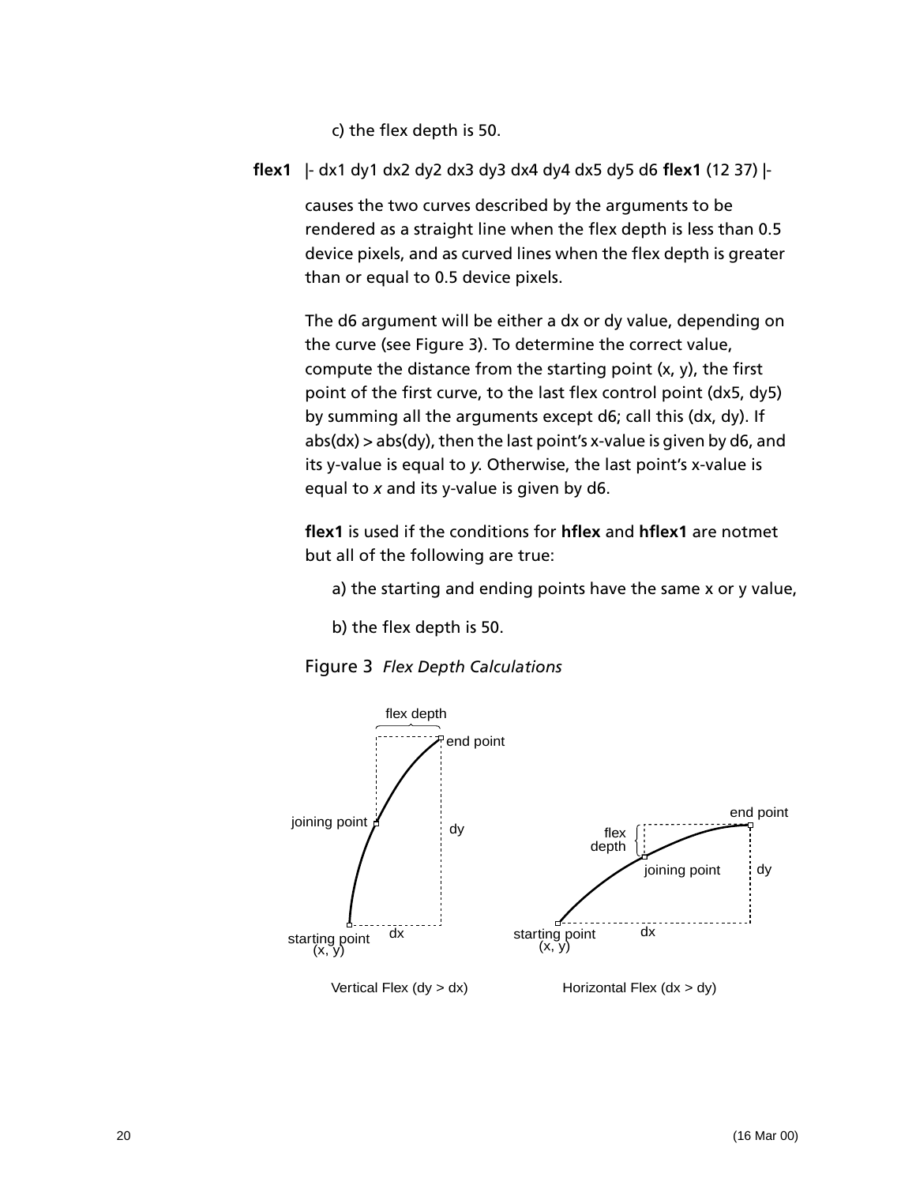c) the flex depth is 50.

**flex1** |- dx1 dy1 dx2 dy2 dx3 dy3 dx4 dy4 dx5 dy5 d6 **flex1** (12 37) |-

causes the two curves described by the arguments to be rendered as a straight line when the flex depth is less than 0.5 device pixels, and as curved lines when the flex depth is greater than or equal to 0.5 device pixels.

The d6 argument will be either a dx or dy value, depending on the curve (see Figure 3). To determine the correct value, compute the distance from the starting point (x, y), the first point of the first curve, to the last flex control point (dx5, dy5) by summing all the arguments except d6; call this (dx, dy). If abs(dx) > abs(dy), then the last point's x-value is given by d6, and its y-value is equal to *y*. Otherwise, the last point's x-value is equal to *x* and its y-value is given by d6.

**flex1** is used if the conditions for **hflex** and **hflex1** are notmet but all of the following are true:

a) the starting and ending points have the same x or y value,

b) the flex depth is 50.

Figure 3 *Flex Depth Calculations*

Vertical Flex (dy > dx)

Horizontal Flex (dx > dy)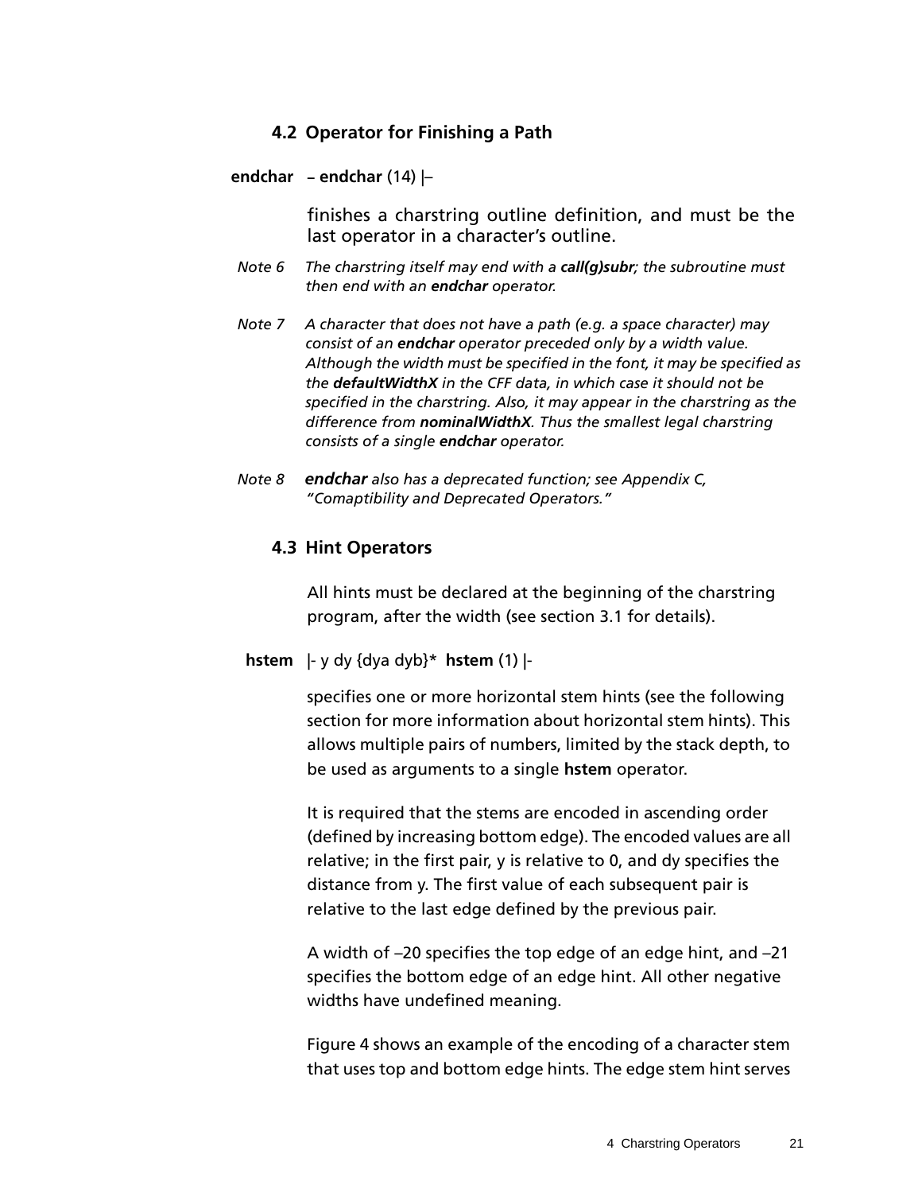## 4.2 Operator for Finishing a Path

**endchar** – **endchar** (14) |–

finishes a charstring outline definition, and must be the last operator in a character's outline.

*Note 6* *The charstring itself may end with a* ***call(g)subr****; the subroutine must then end with an* ***endchar*** *operator.*

*Note 7* *A character that does not have a path (e.g. a space character) may consist of an* ***endchar*** *operator preceded only by a width value. Although the width must be specified in the font, it may be specified as the* ***defaultWidthX*** *in the CFF data, in which case it should not be specified in the charstring. Also, it may appear in the charstring as the difference from* ***nominalWidthX****. Thus the smallest legal charstring consists of a single* ***endchar*** *operator.*

*Note 8* ***endchar*** *also has a deprecated function; see Appendix C, "Comaptibility and Deprecated Operators."*

## 4.3 Hint Operators

All hints must be declared at the beginning of the charstring program, after the width (see section 3.1 for details).

**hstem** |- y dy {dya dyb}* **hstem** (1) |-

specifies one or more horizontal stem hints (see the following section for more information about horizontal stem hints). This allows multiple pairs of numbers, limited by the stack depth, to be used as arguments to a single **hstem** operator.

It is required that the stems are encoded in ascending order (defined by increasing bottom edge). The encoded values are all relative; in the first pair, y is relative to 0, and dy specifies the distance from y. The first value of each subsequent pair is relative to the last edge defined by the previous pair.

A width of –20 specifies the top edge of an edge hint, and –21 specifies the bottom edge of an edge hint. All other negative widths have undefined meaning.

Figure 4 shows an example of the encoding of a character stem that uses top and bottom edge hints. The edge stem hint serves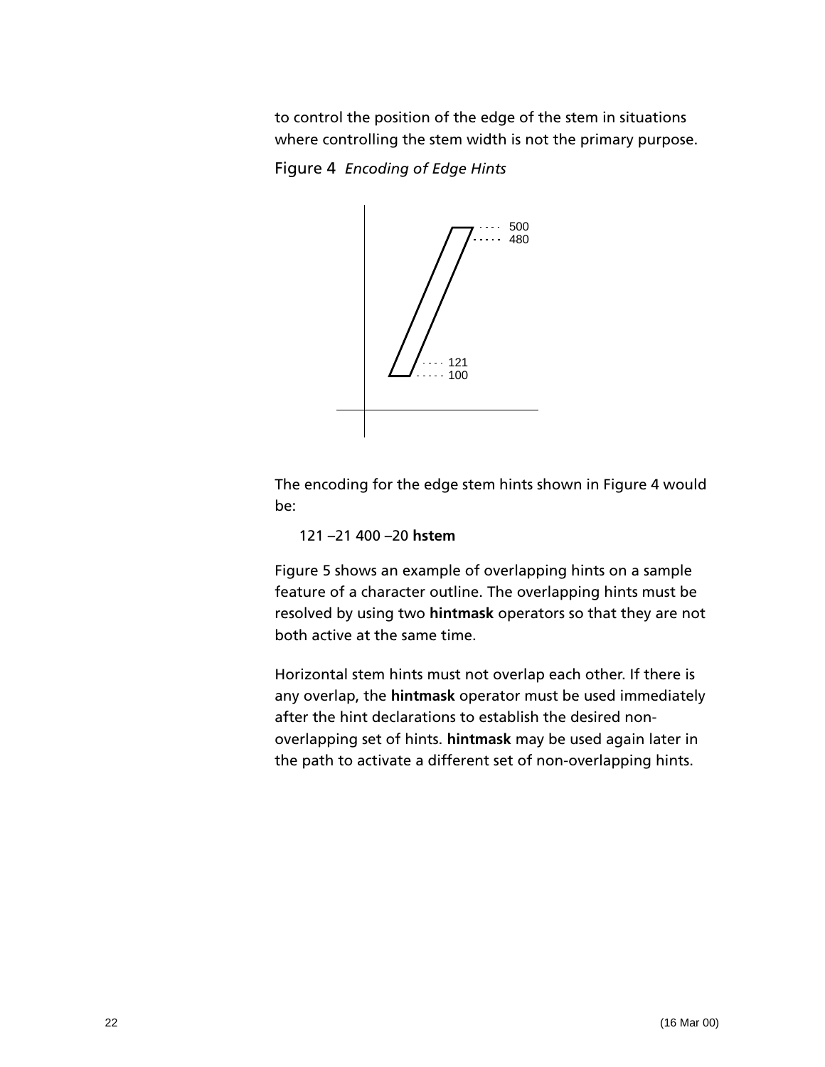to control the position of the edge of the stem in situations where controlling the stem width is not the primary purpose.

Figure 4 *Encoding of Edge Hints*

The encoding for the edge stem hints shown in Figure 4 would be:

121 –21 400 –20 **hstem**

Figure 5 shows an example of overlapping hints on a sample feature of a character outline. The overlapping hints must be resolved by using two **hintmask** operators so that they are not both active at the same time.

Horizontal stem hints must not overlap each other. If there is any overlap, the **hintmask** operator must be used immediately after the hint declarations to establish the desired non-overlapping set of hints. **hintmask** may be used again later in the path to activate a different set of non-overlapping hints.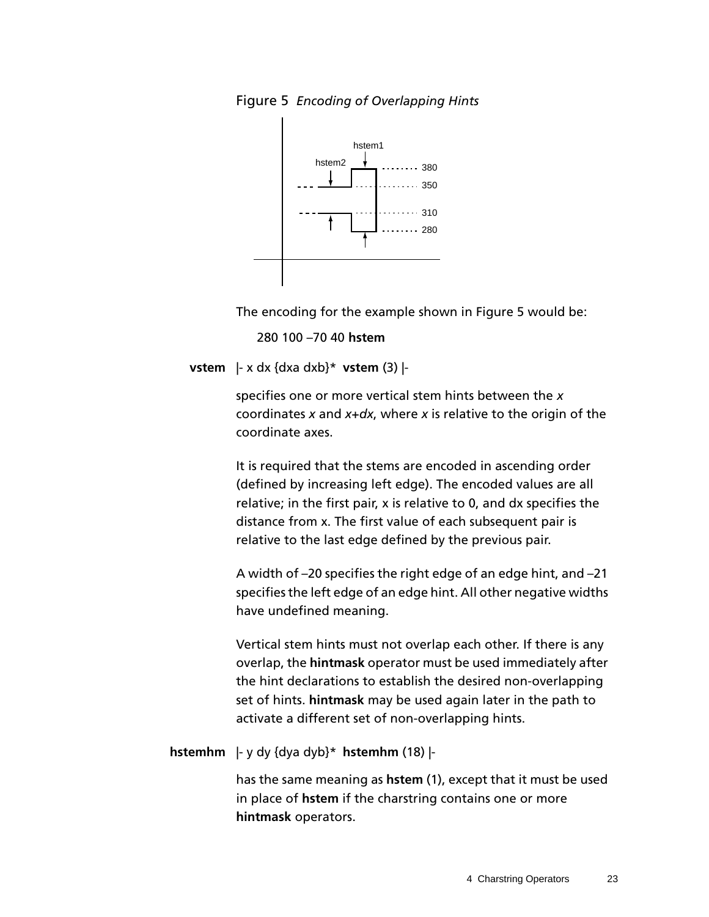Figure 5 *Encoding of Overlapping Hints*

The encoding for the example shown in Figure 5 would be:

280 100 –70 40 **hstem**

**vstem** |- x dx {dxa dxb}* **vstem** (3) |-

specifies one or more vertical stem hints between the *x* coordinates *x* and *x+dx*, where *x* is relative to the origin of the coordinate axes.

It is required that the stems are encoded in ascending order (defined by increasing left edge). The encoded values are all relative; in the first pair, x is relative to 0, and dx specifies the distance from x. The first value of each subsequent pair is relative to the last edge defined by the previous pair.

A width of –20 specifies the right edge of an edge hint, and –21 specifies the left edge of an edge hint. All other negative widths have undefined meaning.

Vertical stem hints must not overlap each other. If there is any overlap, the **hintmask** operator must be used immediately after the hint declarations to establish the desired non-overlapping set of hints. **hintmask** may be used again later in the path to activate a different set of non-overlapping hints.

**hstemhm** |- y dy {dya dyb}* **hstemhm** (18) |-

has the same meaning as **hstem** (1), except that it must be used in place of **hstem** if the charstring contains one or more **hintmask** operators.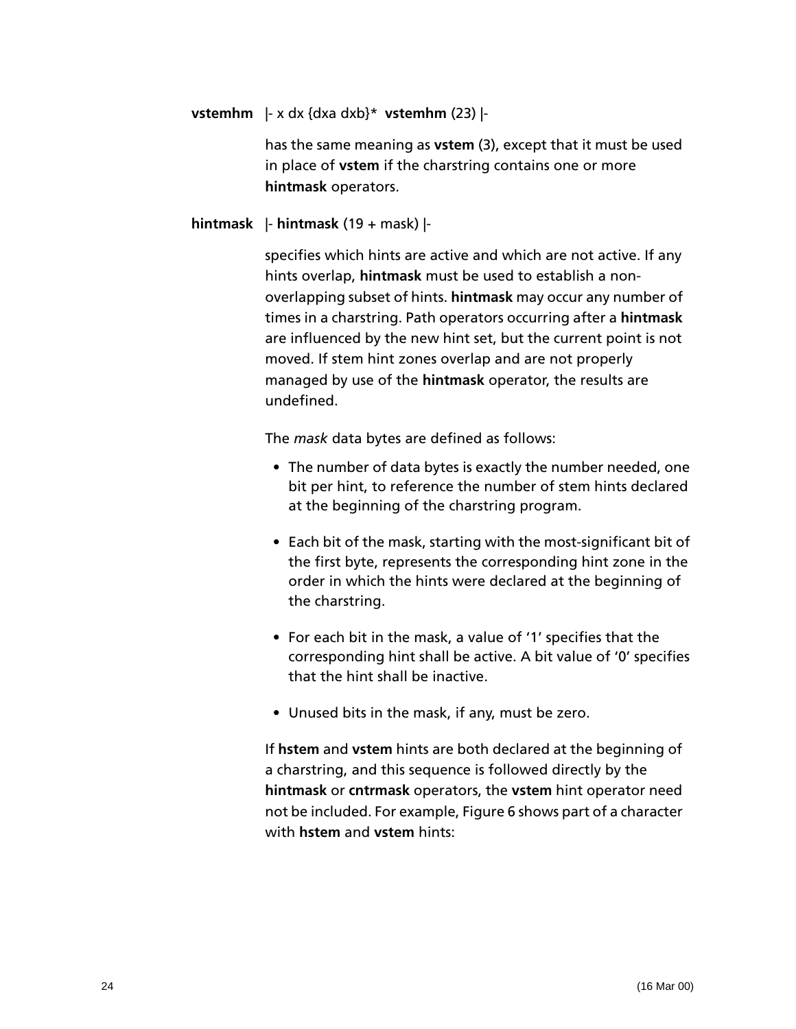**vstemhm** |- x dx {dxa dxb}* **vstemhm** (23) |-

has the same meaning as **vstem** (3), except that it must be used in place of **vstem** if the charstring contains one or more **hintmask** operators.

**hintmask** |- **hintmask** (19 + mask) |-

specifies which hints are active and which are not active. If any hints overlap, **hintmask** must be used to establish a non-overlapping subset of hints. **hintmask** may occur any number of times in a charstring. Path operators occurring after a **hintmask** are influenced by the new hint set, but the current point is not moved. If stem hint zones overlap and are not properly managed by use of the **hintmask** operator, the results are undefined.

The *mask* data bytes are defined as follows:

- The number of data bytes is exactly the number needed, one bit per hint, to reference the number of stem hints declared at the beginning of the charstring program.
- Each bit of the mask, starting with the most-significant bit of the first byte, represents the corresponding hint zone in the order in which the hints were declared at the beginning of the charstring.
- For each bit in the mask, a value of '1' specifies that the corresponding hint shall be active. A bit value of '0' specifies that the hint shall be inactive.
- Unused bits in the mask, if any, must be zero.

If **hstem** and **vstem** hints are both declared at the beginning of a charstring, and this sequence is followed directly by the **hintmask** or **cntrmask** operators, the **vstem** hint operator need not be included. For example, Figure 6 shows part of a character with **hstem** and **vstem** hints: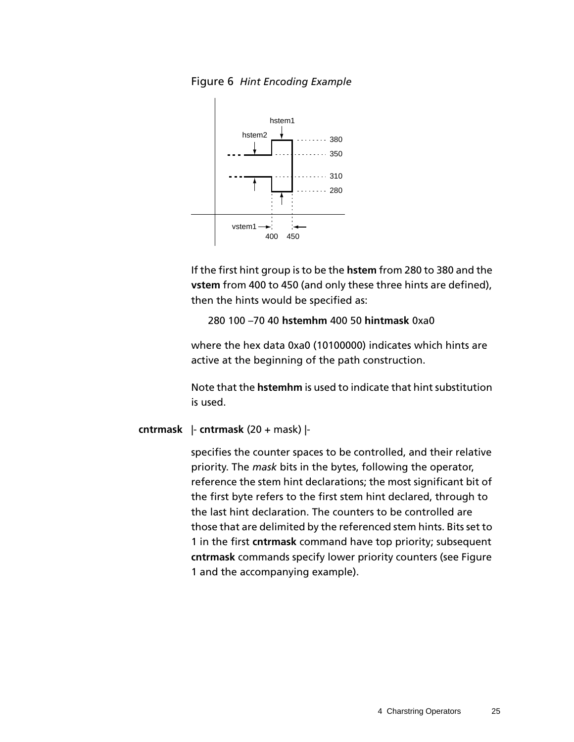Figure 6 *Hint Encoding Example*

If the first hint group is to be the **hstem** from 280 to 380 and the **vstem** from 400 to 450 (and only these three hints are defined), then the hints would be specified as:

280 100 –70 40 **hstemhm** 400 50 **hintmask** 0xa0

where the hex data 0xa0 (10100000) indicates which hints are active at the beginning of the path construction.

Note that the **hstemhm** is used to indicate that hint substitution is used.

**cntrmask** |- **cntrmask** (20 + mask) |-

specifies the counter spaces to be controlled, and their relative priority. The *mask* bits in the bytes, following the operator, reference the stem hint declarations; the most significant bit of the first byte refers to the first stem hint declared, through to the last hint declaration. The counters to be controlled are those that are delimited by the referenced stem hints. Bits set to 1 in the first **cntrmask** command have top priority; subsequent **cntrmask** commands specify lower priority counters (see Figure 1 and the accompanying example).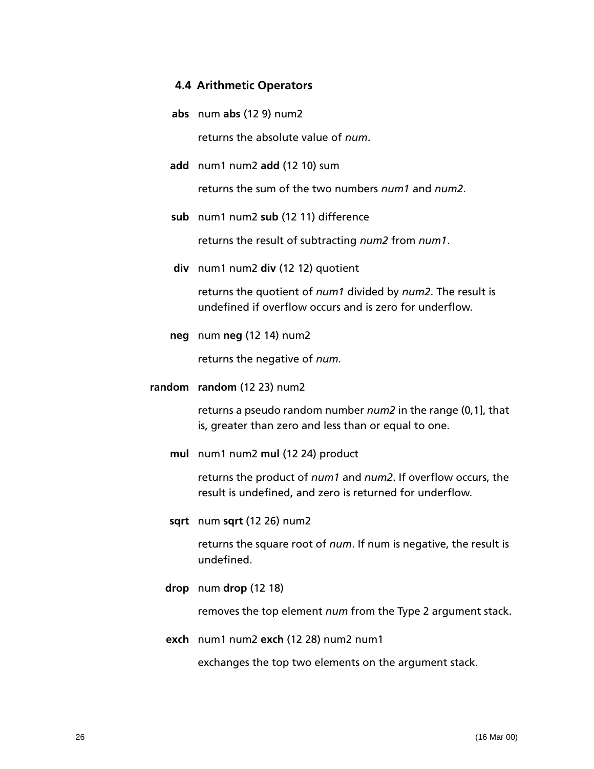### 4.4 Arithmetic Operators

**abs** num **abs** (12 9) num2

returns the absolute value of *num*.

**add** num1 num2 **add** (12 10) sum

returns the sum of the two numbers *num1* and *num2*.

**sub** num1 num2 **sub** (12 11) difference

returns the result of subtracting *num2* from *num1*.

**div** num1 num2 **div** (12 12) quotient

returns the quotient of *num1* divided by *num2*. The result is undefined if overflow occurs and is zero for underflow.

**neg** num **neg** (12 14) num2

returns the negative of *num.*

**random** **random** (12 23) num2

returns a pseudo random number *num2* in the range (0,1], that is, greater than zero and less than or equal to one.

**mul** num1 num2 **mul** (12 24) product

returns the product of *num1* and *num2*. If overflow occurs, the result is undefined, and zero is returned for underflow.

**sqrt** num **sqrt** (12 26) num2

returns the square root of *num*. If num is negative, the result is undefined.

**drop** num **drop** (12 18)

removes the top element *num* from the Type 2 argument stack.

**exch** num1 num2 **exch** (12 28) num2 num1

exchanges the top two elements on the argument stack.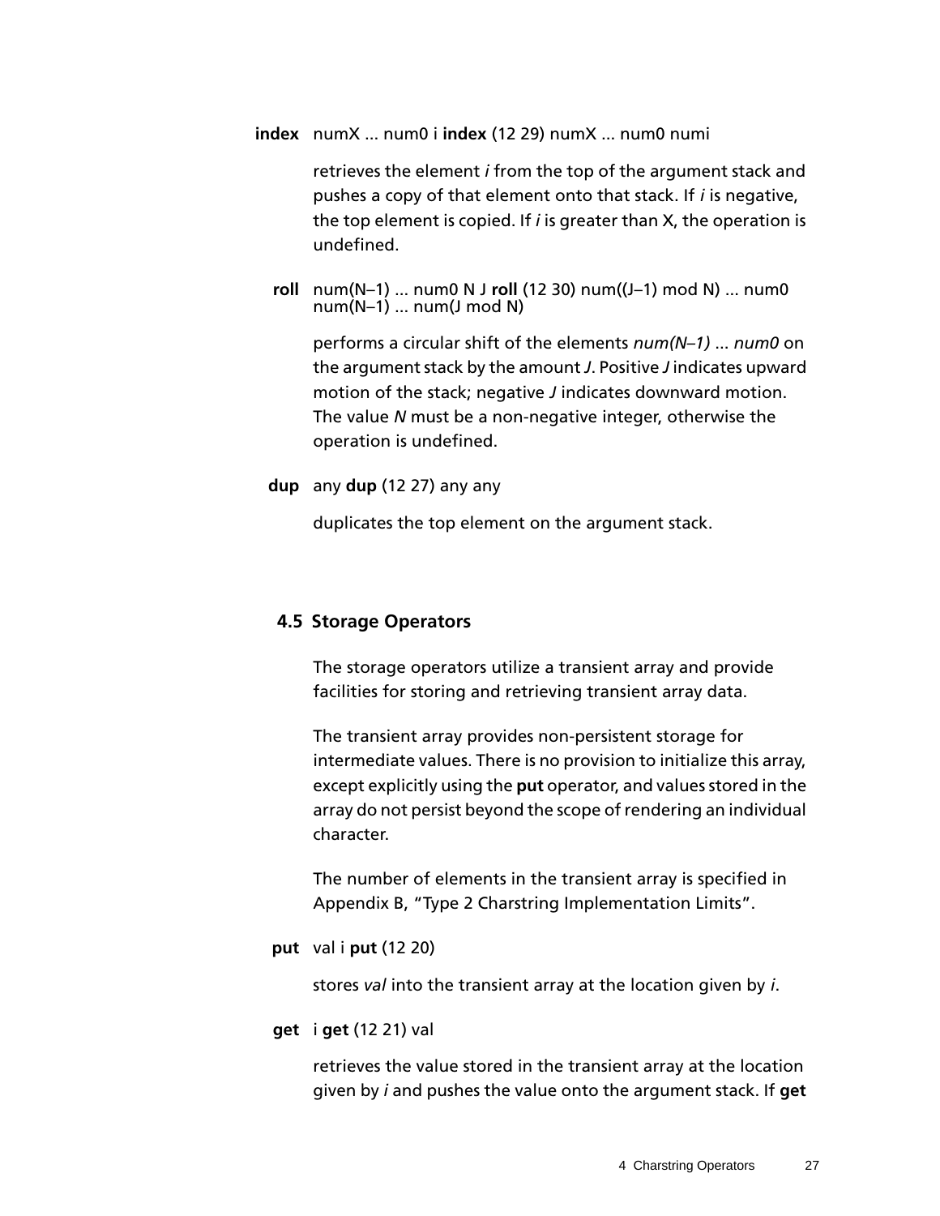**index** numX ... num0 i **index** (12 29) numX ... num0 numi

retrieves the element *i* from the top of the argument stack and pushes a copy of that element onto that stack. If *i* is negative, the top element is copied. If *i* is greater than X, the operation is undefined.

**roll** num(N–1) ... num0 N J **roll** (12 30) num((J–1) mod N) ... num0 num(N–1) ... num(J mod N)

performs a circular shift of the elements *num(N–1)* ... *num0* on the argument stack by the amount *J*. Positive *J* indicates upward motion of the stack; negative *J* indicates downward motion. The value *N* must be a non-negative integer, otherwise the operation is undefined.

**dup** any **dup** (12 27) any any

duplicates the top element on the argument stack.

## 4.5 Storage Operators

The storage operators utilize a transient array and provide facilities for storing and retrieving transient array data.

The transient array provides non-persistent storage for intermediate values. There is no provision to initialize this array, except explicitly using the **put** operator, and values stored in the array do not persist beyond the scope of rendering an individual character.

The number of elements in the transient array is specified in Appendix B, "Type 2 Charstring Implementation Limits".

**put** val i **put** (12 20)

stores *val* into the transient array at the location given by *i*.

**get** i **get** (12 21) val

retrieves the value stored in the transient array at the location given by *i* and pushes the value onto the argument stack. If **get**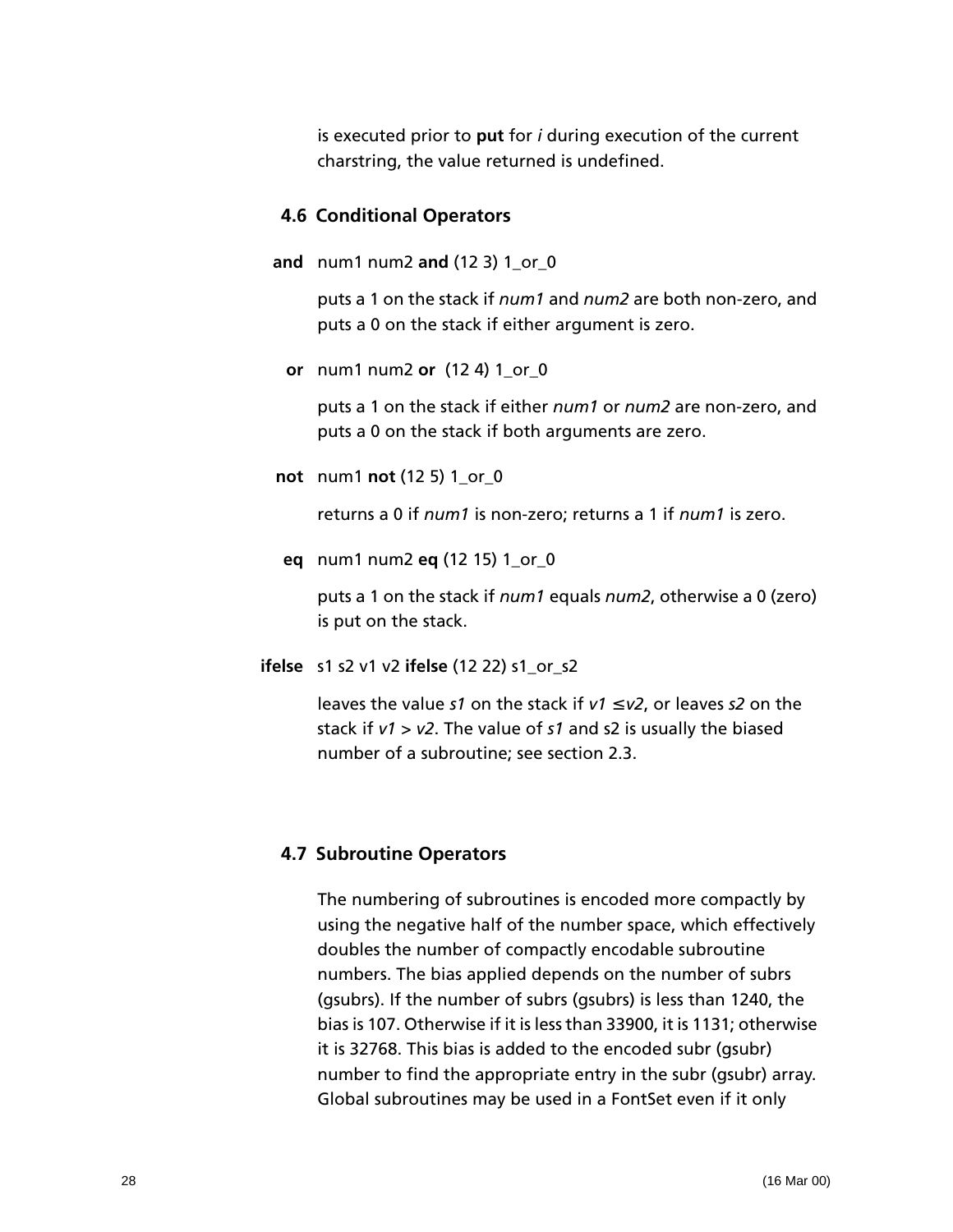is executed prior to **put** for *i* during execution of the current charstring, the value returned is undefined.

### 4.6 Conditional Operators

**and** num1 num2 **and** (12 3) 1_or_0

puts a 1 on the stack if *num1* and *num2* are both non-zero, and puts a 0 on the stack if either argument is zero.

**or** num1 num2 **or** (12 4) 1_or_0

puts a 1 on the stack if either *num1* or *num2* are non-zero, and puts a 0 on the stack if both arguments are zero.

**not** num1 **not** (12 5) 1_or_0

returns a 0 if *num1* is non-zero; returns a 1 if *num1* is zero.

**eq** num1 num2 **eq** (12 15) 1_or_0

puts a 1 on the stack if *num1* equals *num2*, otherwise a 0 (zero) is put on the stack.

**ifelse** s1 s2 v1 v2 **ifelse** (12 22) s1_or_s2

leaves the value *s1* on the stack if $v1 \leq v2$, or leaves *s2* on the stack if $v1 > v2$. The value of *s1* and s2 is usually the biased number of a subroutine; see section 2.3.

### 4.7 Subroutine Operators

The numbering of subroutines is encoded more compactly by using the negative half of the number space, which effectively doubles the number of compactly encodable subroutine numbers. The bias applied depends on the number of subrs (gsubrs). If the number of subrs (gsubrs) is less than 1240, the bias is 107. Otherwise if it is less than 33900, it is 1131; otherwise it is 32768. This bias is added to the encoded subr (gsubr) number to find the appropriate entry in the subr (gsubr) array. Global subroutines may be used in a FontSet even if it only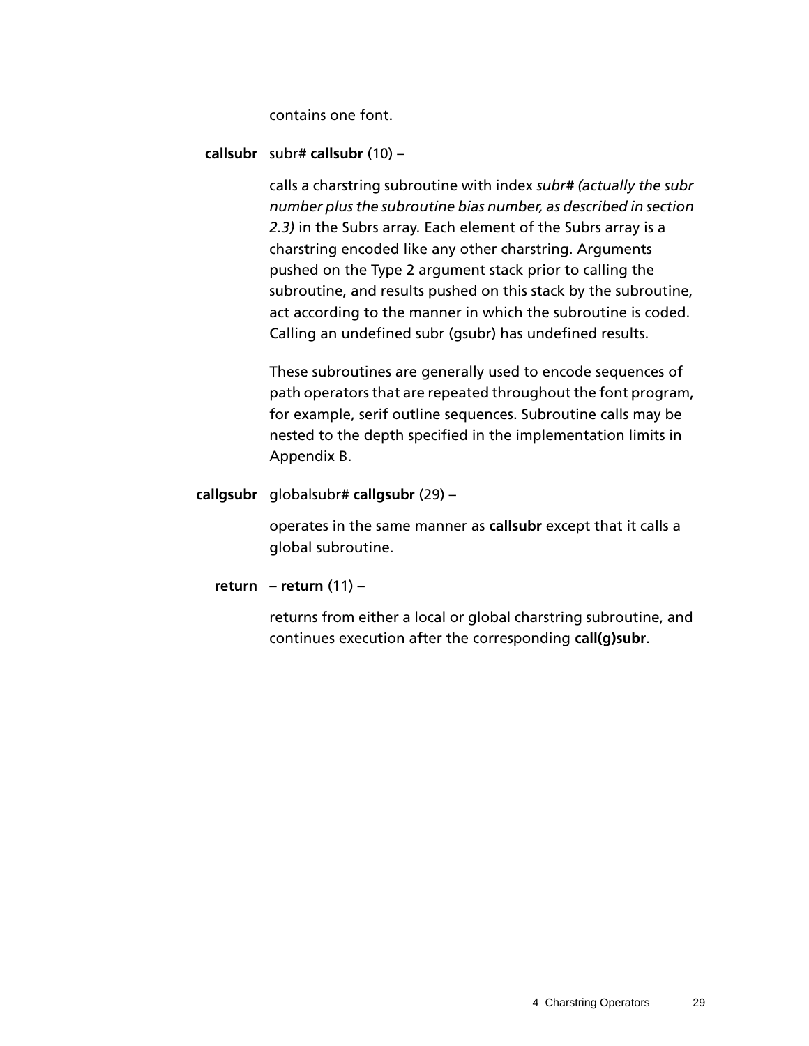contains one font.

**callsubr** subr# **callsubr** (10) –

calls a charstring subroutine with index *subr# (actually the subr number plus the subroutine bias number, as described in section 2.3)* in the Subrs array. Each element of the Subrs array is a charstring encoded like any other charstring. Arguments pushed on the Type 2 argument stack prior to calling the subroutine, and results pushed on this stack by the subroutine, act according to the manner in which the subroutine is coded. Calling an undefined subr (gsubr) has undefined results.

These subroutines are generally used to encode sequences of path operators that are repeated throughout the font program, for example, serif outline sequences. Subroutine calls may be nested to the depth specified in the implementation limits in Appendix B.

**callgsubr** globalsubr# **callgsubr** (29) –

operates in the same manner as **callsubr** except that it calls a global subroutine.

**return** – **return** (11) –

returns from either a local or global charstring subroutine, and continues execution after the corresponding **call(g)subr**.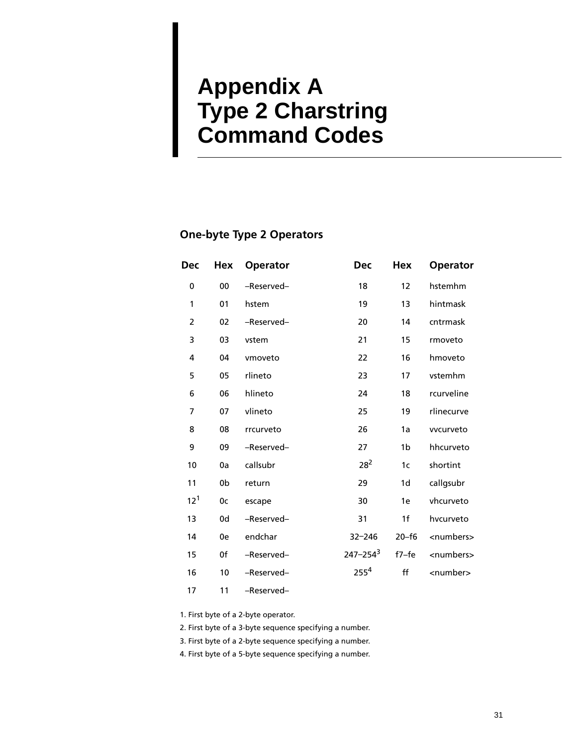# Appendix A Type 2 Charstring Command Codes

## One-byte Type 2 Operators

| Dec | Hex | Operator | Dec | Hex | Operator |
|---|---|---|---|---|---|
| 0 | 00 | –Reserved– | 18 | 12 | hstemhm |
| 1 | 01 | hstem | 19 | 13 | hintmask |
| 2 | 02 | –Reserved– | 20 | 14 | cntrmask |
| 3 | 03 | vstem | 21 | 15 | rmoveto |
| 4 | 04 | vmoveto | 22 | 16 | hmoveto |
| 5 | 05 | rlineto | 23 | 17 | vstemhm |
| 6 | 06 | hlineto | 24 | 18 | rcurveline |
| 7 | 07 | vlineto | 25 | 19 | rlinecurve |
| 8 | 08 | rrcurveto | 26 | 1a | vvcurveto |
| 9 | 09 | –Reserved– | 27 | 1b | hhcurveto |
| 10 | 0a | callsubr | 28[2] | 1c | shortint |
| 11 | 0b | return | 29 | 1d | callgsubr |
| 12[1] | 0c | escape | 30 | 1e | vhcurveto |
| 13 | 0d | –Reserved– | 31 | 1f | hvcurveto |
| 14 | 0e | endchar | 32–246 | 20–f6 | <numbers> |
| 15 | 0f | –Reserved– | 247–254[3] | f7–fe | <numbers> |
| 16 | 10 | –Reserved– | 255[4] | ff | <number> |
| 17 | 11 | –Reserved– | | | |

1. First byte of a 2-byte operator.
2. First byte of a 3-byte sequence specifying a number.
3. First byte of a 2-byte sequence specifying a number.
4. First byte of a 5-byte sequence specifying a number.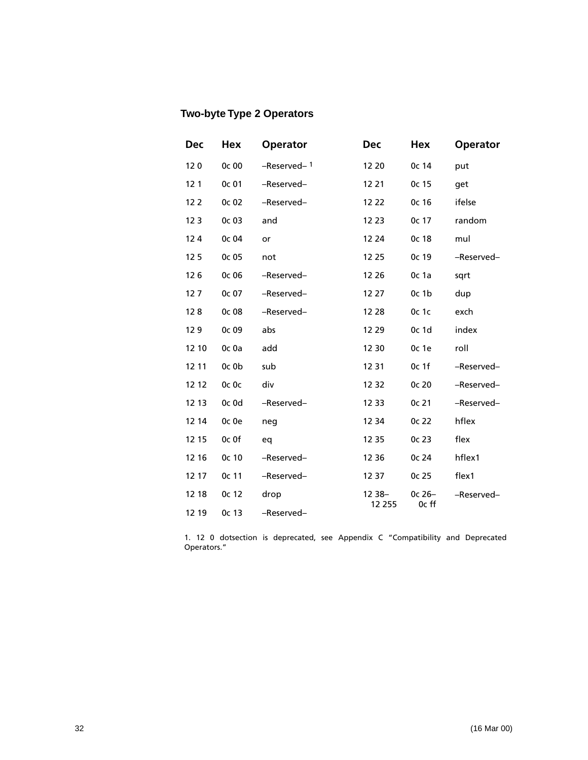### Two-byte Type 2 Operators

| Dec | Hex | Operator | Dec | Hex | Operator |
|---|---|---|---|---|---|
| 12 0 | 0c 00 | –Reserved– [1] | 12 20 | 0c 14 | put |
| 12 1 | 0c 01 | –Reserved– | 12 21 | 0c 15 | get |
| 12 2 | 0c 02 | –Reserved– | 12 22 | 0c 16 | ifelse |
| 12 3 | 0c 03 | and | 12 23 | 0c 17 | random |
| 12 4 | 0c 04 | or | 12 24 | 0c 18 | mul |
| 12 5 | 0c 05 | not | 12 25 | 0c 19 | –Reserved– |
| 12 6 | 0c 06 | –Reserved– | 12 26 | 0c 1a | sqrt |
| 12 7 | 0c 07 | –Reserved– | 12 27 | 0c 1b | dup |
| 12 8 | 0c 08 | –Reserved– | 12 28 | 0c 1c | exch |
| 12 9 | 0c 09 | abs | 12 29 | 0c 1d | index |
| 12 10 | 0c 0a | add | 12 30 | 0c 1e | roll |
| 12 11 | 0c 0b | sub | 12 31 | 0c 1f | –Reserved– |
| 12 12 | 0c 0c | div | 12 32 | 0c 20 | –Reserved– |
| 12 13 | 0c 0d | –Reserved– | 12 33 | 0c 21 | –Reserved– |
| 12 14 | 0c 0e | neg | 12 34 | 0c 22 | hflex |
| 12 15 | 0c 0f | eq | 12 35 | 0c 23 | flex |
| 12 16 | 0c 10 | –Reserved– | 12 36 | 0c 24 | hflex1 |
| 12 17 | 0c 11 | –Reserved– | 12 37 | 0c 25 | flex1 |
| 12 18 | 0c 12 | drop | 12 38– 12 255 | 0c 26– 0c ff | –Reserved– |
| 12 19 | 0c 13 | –Reserved– | | | |

1. 12 0 dotsection is deprecated, see Appendix C “Compatibility and Deprecated Operators.”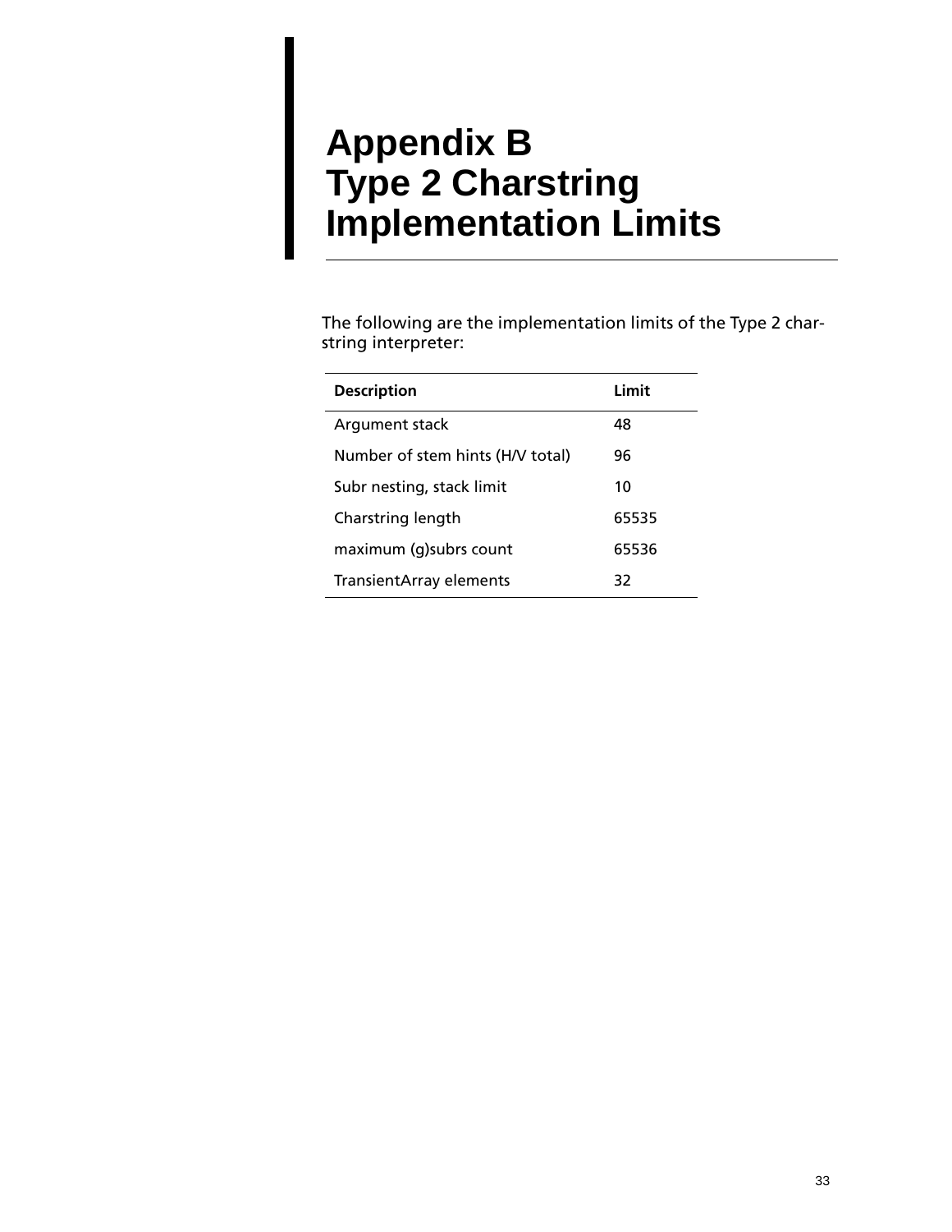# Appendix B Type 2 Charstring Implementation Limits

The following are the implementation limits of the Type 2 charstring interpreter:

| Description | Limit |
|---|---|
| Argument stack | 48 |
| Number of stem hints (H/V total) | 96 |
| Subr nesting, stack limit | 10 |
| Charstring length | 65535 |
| maximum (g)subrs count | 65536 |
| TransientArray elements | 32 |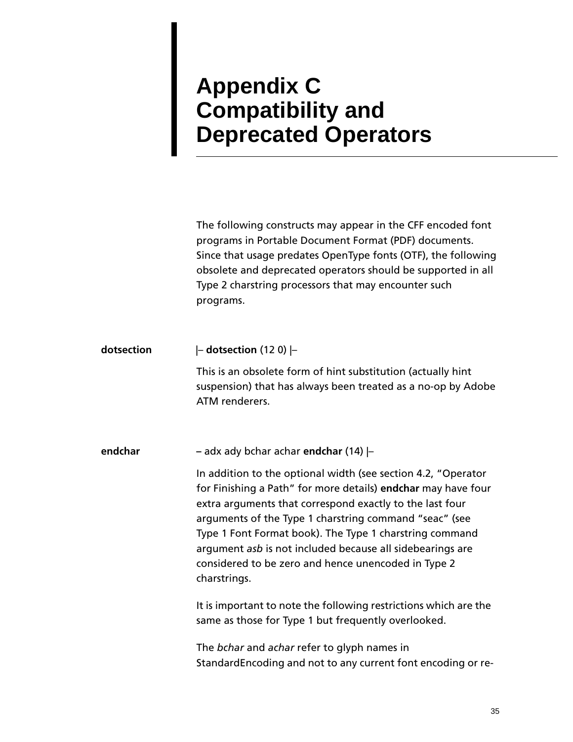# Appendix C Compatibility and Deprecated Operators

The following constructs may appear in the CFF encoded font programs in Portable Document Format (PDF) documents. Since that usage predates OpenType fonts (OTF), the following obsolete and deprecated operators should be supported in all Type 2 charstring processors that may encounter such programs.

**dotsection**

|– **dotsection** (12 0) |–

This is an obsolete form of hint substitution (actually hint suspension) that has always been treated as a no-op by Adobe ATM renderers.

**endchar**

– adx ady bchar achar **endchar** (14) |–

In addition to the optional width (see section 4.2, "Operator for Finishing a Path" for more details) **endchar** may have four extra arguments that correspond exactly to the last four arguments of the Type 1 charstring command "seac" (see Type 1 Font Format book). The Type 1 charstring command argument *asb* is not included because all sidebearings are considered to be zero and hence unencoded in Type 2 charstrings.

It is important to note the following restrictions which are the same as those for Type 1 but frequently overlooked.

The *bchar* and *achar* refer to glyph names in StandardEncoding and not to any current font encoding or re-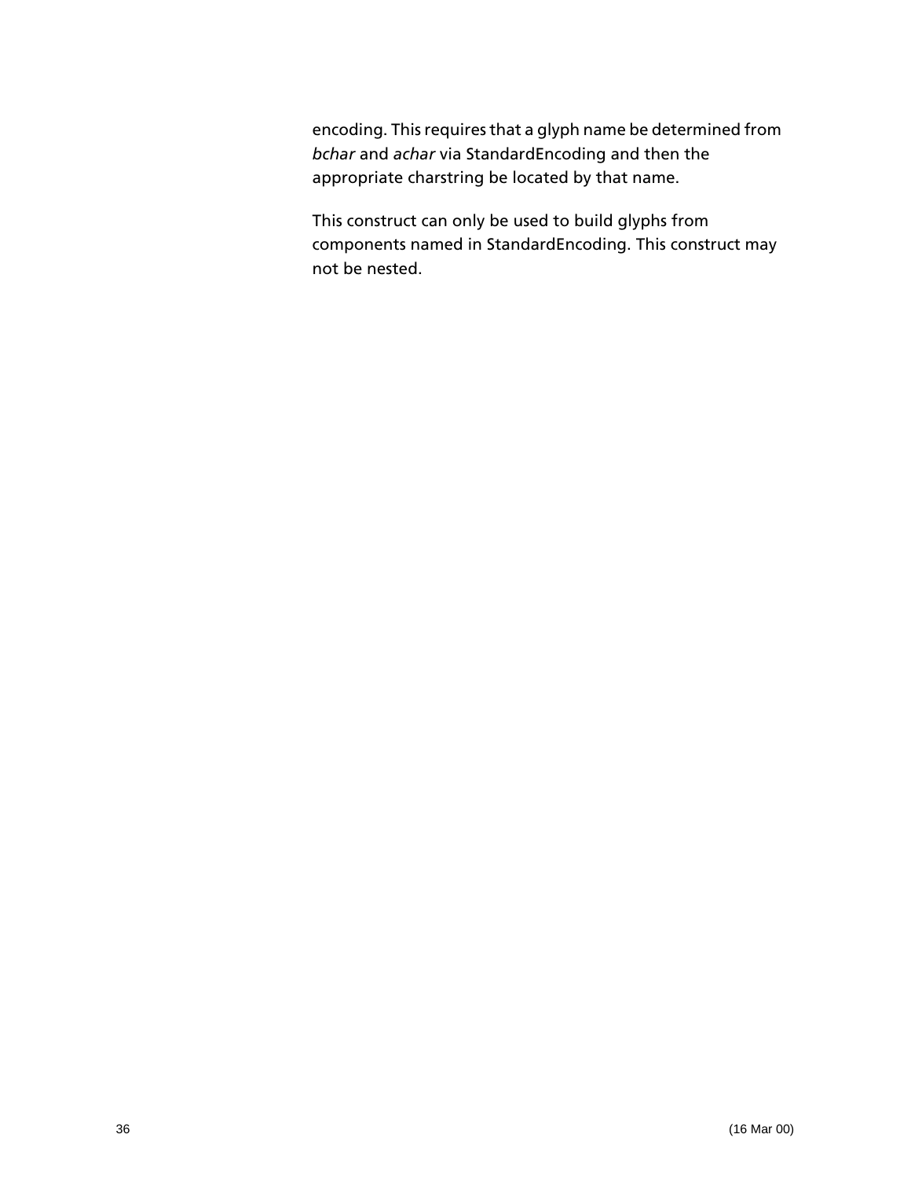encoding. This requires that a glyph name be determined from *bchar* and *achar* via StandardEncoding and then the appropriate charstring be located by that name.

This construct can only be used to build glyphs from components named in StandardEncoding. This construct may not be nested.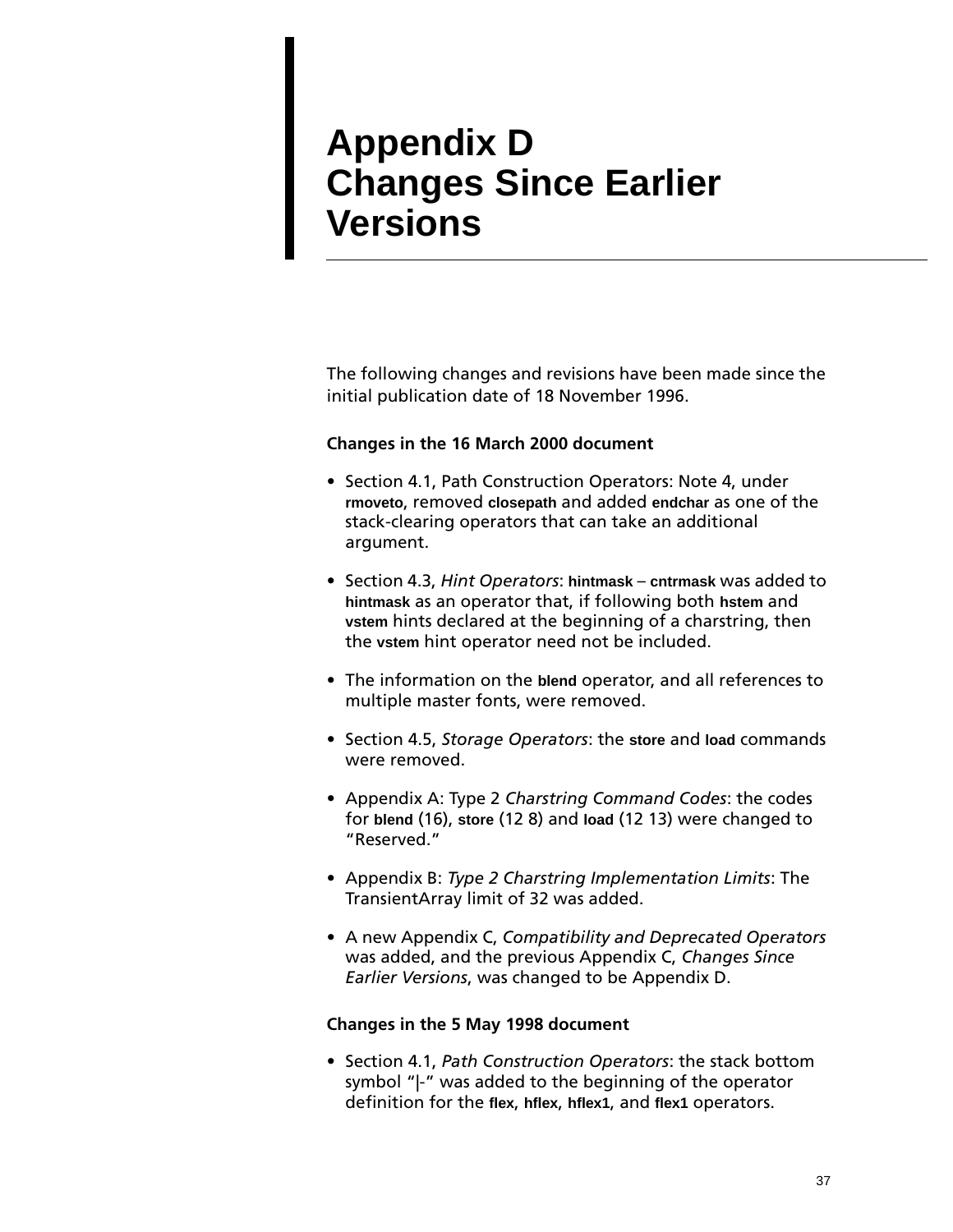# Appendix D Changes Since Earlier Versions

The following changes and revisions have been made since the initial publication date of 18 November 1996.

**Changes in the 16 March 2000 document**

- Section 4.1, Path Construction Operators: Note 4, under **rmoveto,** removed **closepath** and added **endchar** as one of the stack-clearing operators that can take an additional argument.
- Section 4.3, *Hint Operators*: **hintmask** – **cntrmask** was added to **hintmask** as an operator that, if following both **hstem** and **vstem** hints declared at the beginning of a charstring, then the **vstem** hint operator need not be included.
- The information on the **blend** operator, and all references to multiple master fonts, were removed.
- Section 4.5, *Storage Operators*: the **store** and **load** commands were removed.
- Appendix A: Type 2 *Charstring Command Codes*: the codes for **blend** (16), **store** (12 8) and **load** (12 13) were changed to "Reserved."
- Appendix B: *Type 2 Charstring Implementation Limits*: The TransientArray limit of 32 was added.
- A new Appendix C, *Compatibility and Deprecated Operators* was added, and the previous Appendix C, *Changes Since Earlier Versions*, was changed to be Appendix D.

**Changes in the 5 May 1998 document**

- Section 4.1, *Path Construction Operators*: the stack bottom symbol "|-" was added to the beginning of the operator definition for the **flex, hflex, hflex1,** and **flex1** operators.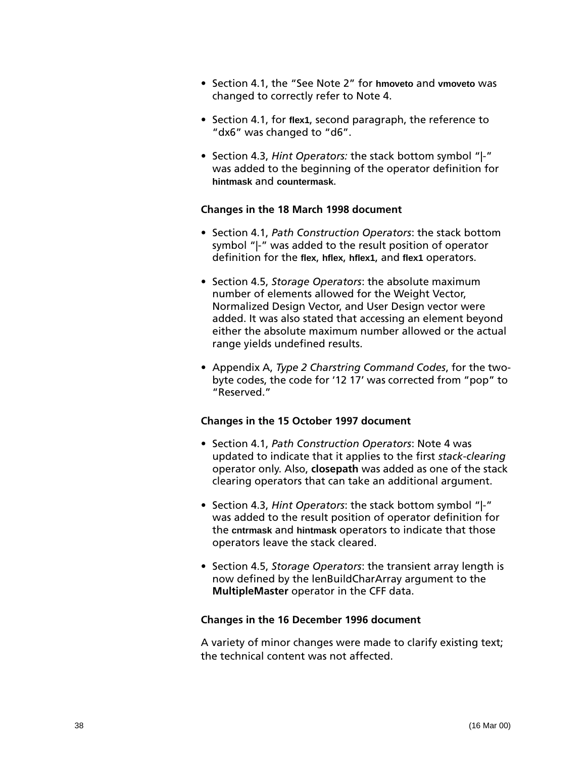- Section 4.1, the “See Note 2” for **hmoveto** and **vmoveto** was changed to correctly refer to Note 4.

- Section 4.1, for **flex1**, second paragraph, the reference to “dx6” was changed to “d6”.

- Section 4.3, *Hint Operators:* the stack bottom symbol “|-” was added to the beginning of the operator definition for **hintmask** and **countermask.**

**Changes in the 18 March 1998 document**

- Section 4.1, *Path Construction Operators*: the stack bottom symbol “|-” was added to the result position of operator definition for the **flex, hflex, hflex1,** and **flex1** operators.

- Section 4.5, *Storage Operators*: the absolute maximum number of elements allowed for the Weight Vector, Normalized Design Vector, and User Design vector were added. It was also stated that accessing an element beyond either the absolute maximum number allowed or the actual range yields undefined results.

- Appendix A, *Type 2 Charstring Command Codes*, for the two-byte codes, the code for ‘12 17’ was corrected from “pop” to “Reserved.”

**Changes in the 15 October 1997 document**

- Section 4.1, *Path Construction Operators*: Note 4 was updated to indicate that it applies to the first *stack-clearing* operator only. Also, **closepath** was added as one of the stack clearing operators that can take an additional argument.

- Section 4.3, *Hint Operators*: the stack bottom symbol “|-” was added to the result position of operator definition for the **cntrmask** and **hintmask** operators to indicate that those operators leave the stack cleared.

- Section 4.5, *Storage Operators*: the transient array length is now defined by the lenBuildCharArray argument to the **MultipleMaster** operator in the CFF data.

**Changes in the 16 December 1996 document**

A variety of minor changes were made to clarify existing text; the technical content was not affected.